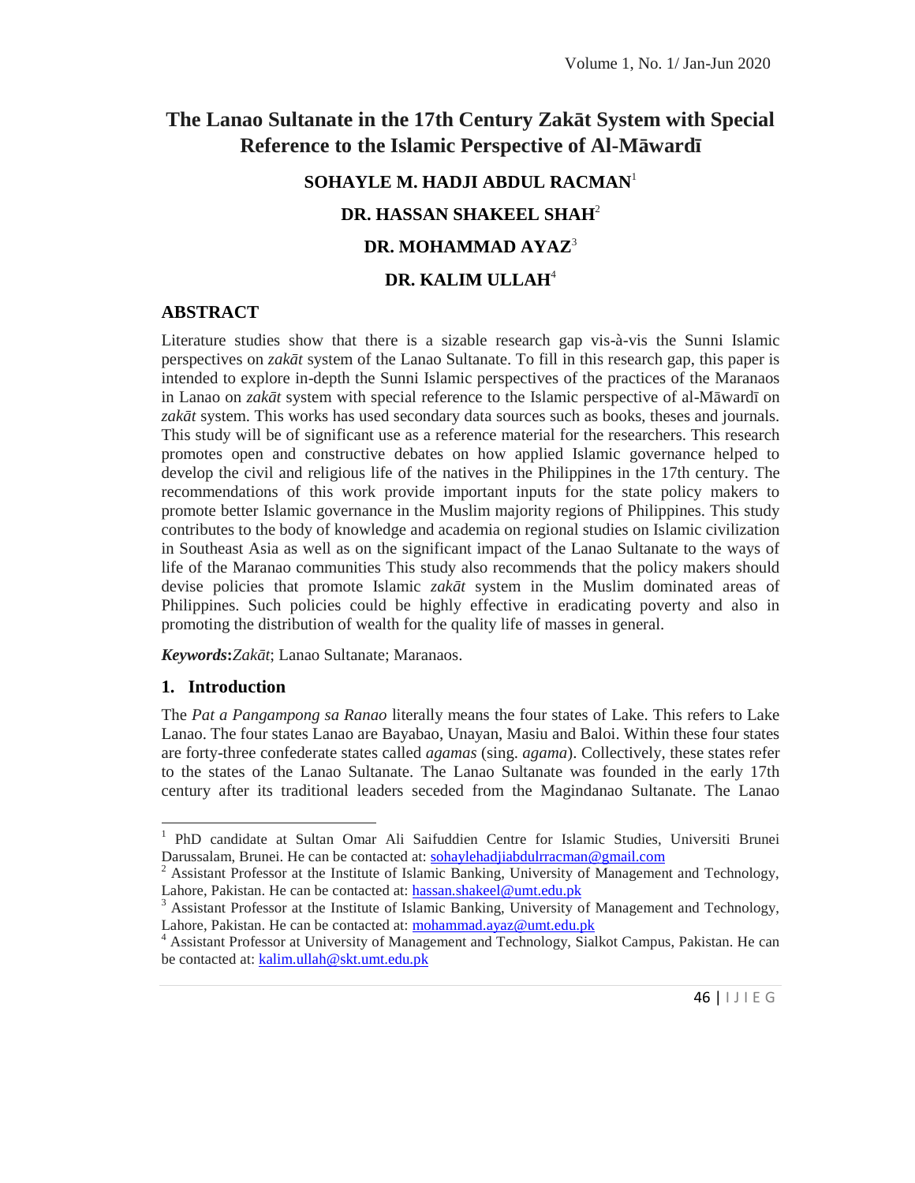# The Lanao Sultanate in the 17th Century Zakāt System with Special Reference to the Islamic Perspective of Al-Māwardī

**SOHAYLE M. HADJI ABDUL RACMAN**[1]

**DR. HASSAN SHAKEEL SHAH**[2]

**DR. MOHAMMAD AYAZ**[3]

**DR. KALIM ULLAH**[4]

## ABSTRACT

Literature studies show that there is a sizable research gap vis-à-vis the Sunni Islamic perspectives on *zakāt* system of the Lanao Sultanate. To fill in this research gap, this paper is intended to explore in-depth the Sunni Islamic perspectives of the practices of the Maranaos in Lanao on *zakāt* system with special reference to the Islamic perspective of al-Māwardī on *zakāt* system. This works has used secondary data sources such as books, theses and journals. This study will be of significant use as a reference material for the researchers. This research promotes open and constructive debates on how applied Islamic governance helped to develop the civil and religious life of the natives in the Philippines in the 17th century. The recommendations of this work provide important inputs for the state policy makers to promote better Islamic governance in the Muslim majority regions of Philippines. This study contributes to the body of knowledge and academia on regional studies on Islamic civilization in Southeast Asia as well as on the significant impact of the Lanao Sultanate to the ways of life of the Maranao communities This study also recommends that the policy makers should devise policies that promote Islamic *zakāt* system in the Muslim dominated areas of Philippines. Such policies could be highly effective in eradicating poverty and also in promoting the distribution of wealth for the quality life of masses in general.

***Keywords*****:***Zakāt*; Lanao Sultanate; Maranaos.

## 1. Introduction

The *Pat a Pangampong sa Ranao* literally means the four states of Lake. This refers to Lake Lanao. The four states Lanao are Bayabao, Unayan, Masiu and Baloi. Within these four states are forty-three confederate states called *agamas* (sing. *agama*). Collectively, these states refer to the states of the Lanao Sultanate. The Lanao Sultanate was founded in the early 17th century after its traditional leaders seceded from the Magindanao Sultanate. The Lanao

---

[1] PhD candidate at Sultan Omar Ali Saifuddien Centre for Islamic Studies, Universiti Brunei Darussalam, Brunei. He can be contacted at: sohaylehadjiabdulrracman@gmail.com

[2] Assistant Professor at the Institute of Islamic Banking, University of Management and Technology, Lahore, Pakistan. He can be contacted at: hassan.shakeel@umt.edu.pk

[3] Assistant Professor at the Institute of Islamic Banking, University of Management and Technology, Lahore, Pakistan. He can be contacted at: mohammad.ayaz@umt.edu.pk

[4] Assistant Professor at University of Management and Technology, Sialkot Campus, Pakistan. He can be contacted at: kalim.ullah@skt.umt.edu.pk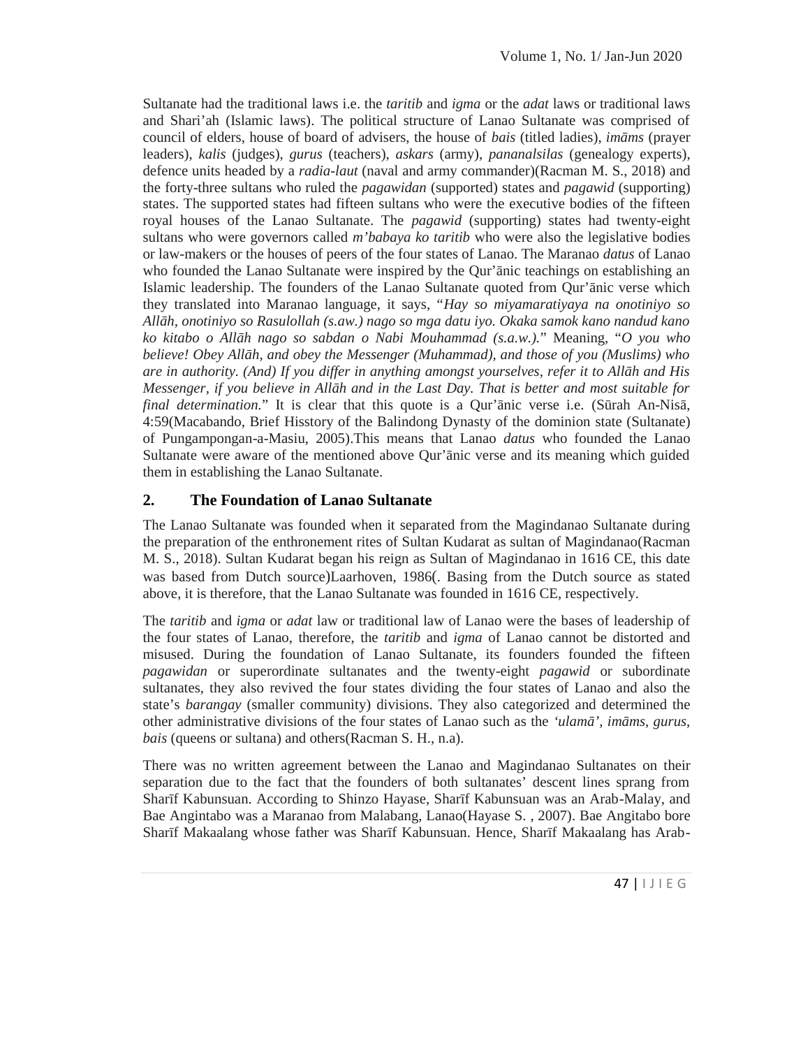Sultanate had the traditional laws i.e. the *taritib* and *igma* or the *adat* laws or traditional laws and Shari'ah (Islamic laws). The political structure of Lanao Sultanate was comprised of council of elders, house of board of advisers, the house of *bais* (titled ladies), *imāms* (prayer leaders), *kalis* (judges), *gurus* (teachers), *askars* (army), *pananalsilas* (genealogy experts), defence units headed by a *radia-laut* (naval and army commander)(Racman M. S., 2018) and the forty-three sultans who ruled the *pagawidan* (supported) states and *pagawid* (supporting) states. The supported states had fifteen sultans who were the executive bodies of the fifteen royal houses of the Lanao Sultanate. The *pagawid* (supporting) states had twenty-eight sultans who were governors called *m'babaya ko taritib* who were also the legislative bodies or law-makers or the houses of peers of the four states of Lanao. The Maranao *datus* of Lanao who founded the Lanao Sultanate were inspired by the Qur'ānic teachings on establishing an Islamic leadership. The founders of the Lanao Sultanate quoted from Qur'ānic verse which they translated into Maranao language, it says, "*Hay so miyamaratiyaya na onotiniyo so Allāh, onotiniyo so Rasulollah (s.aw.) nago so mga datu iyo. Okaka samok kano nandud kano ko kitabo o Allāh nago so sabdan o Nabi Mouhammad (s.a.w.).*" Meaning, "*O you who believe! Obey Allāh, and obey the Messenger (Muhammad), and those of you (Muslims) who are in authority. (And) If you differ in anything amongst yourselves, refer it to Allāh and His Messenger, if you believe in Allāh and in the Last Day. That is better and most suitable for final determination.*" It is clear that this quote is a Qur'ānic verse i.e. (Sūrah An-Nisā, 4:59(Macabando, Brief Hisstory of the Balindong Dynasty of the dominion state (Sultanate) of Pungampongan-a-Masiu, 2005).This means that Lanao *datus* who founded the Lanao Sultanate were aware of the mentioned above Qur'ānic verse and its meaning which guided them in establishing the Lanao Sultanate.

## 2. The Foundation of Lanao Sultanate

The Lanao Sultanate was founded when it separated from the Magindanao Sultanate during the preparation of the enthronement rites of Sultan Kudarat as sultan of Magindanao(Racman M. S., 2018). Sultan Kudarat began his reign as Sultan of Magindanao in 1616 CE, this date was based from Dutch source)Laarhoven, 1986(. Basing from the Dutch source as stated above, it is therefore, that the Lanao Sultanate was founded in 1616 CE, respectively.

The *taritib* and *igma* or *adat* law or traditional law of Lanao were the bases of leadership of the four states of Lanao, therefore, the *taritib* and *igma* of Lanao cannot be distorted and misused. During the foundation of Lanao Sultanate, its founders founded the fifteen *pagawidan* or superordinate sultanates and the twenty-eight *pagawid* or subordinate sultanates, they also revived the four states dividing the four states of Lanao and also the state's *barangay* (smaller community) divisions. They also categorized and determined the other administrative divisions of the four states of Lanao such as the *'ulamā'*, *imāms*, *gurus*, *bais* (queens or sultana) and others(Racman S. H., n.a).

There was no written agreement between the Lanao and Magindanao Sultanates on their separation due to the fact that the founders of both sultanates' descent lines sprang from Sharīf Kabunsuan. According to Shinzo Hayase, Sharīf Kabunsuan was an Arab-Malay, and Bae Angintabo was a Maranao from Malabang, Lanao(Hayase S. , 2007). Bae Angitabo bore Sharīf Makaalang whose father was Sharīf Kabunsuan. Hence, Sharīf Makaalang has Arab-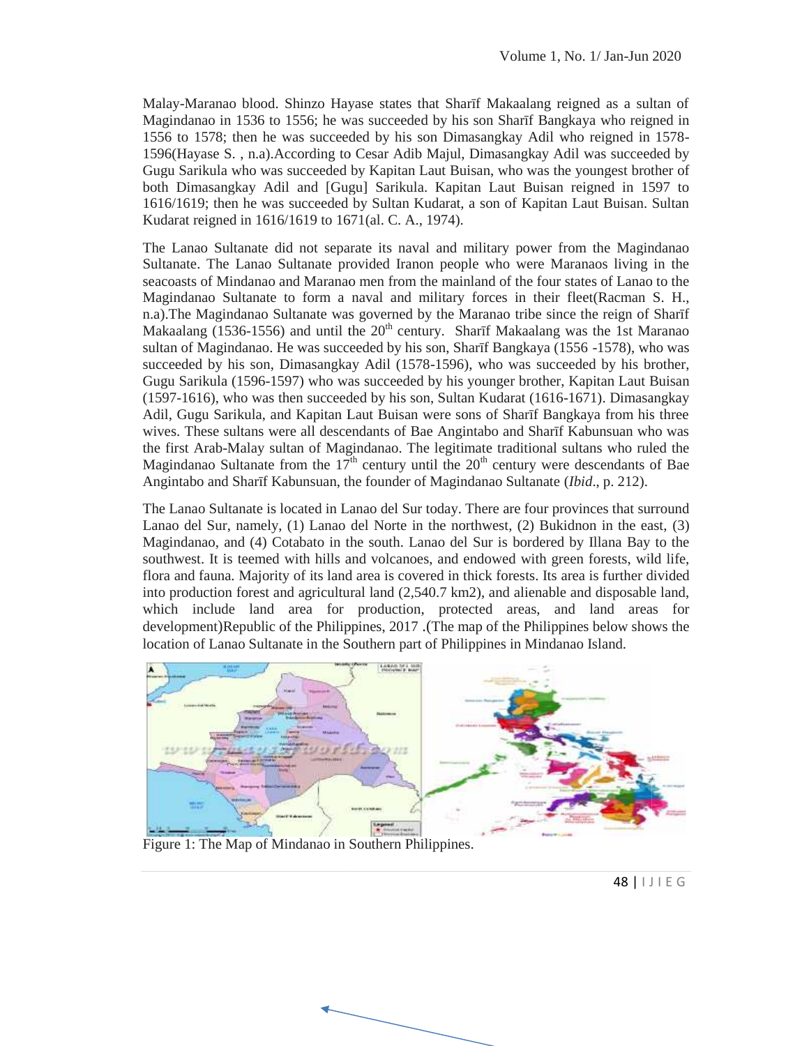Malay-Maranao blood. Shinzo Hayase states that Sharīf Makaalang reigned as a sultan of Magindanao in 1536 to 1556; he was succeeded by his son Sharīf Bangkaya who reigned in 1556 to 1578; then he was succeeded by his son Dimasangkay Adil who reigned in 1578-1596(Hayase S. , n.a).According to Cesar Adib Majul, Dimasangkay Adil was succeeded by Gugu Sarikula who was succeeded by Kapitan Laut Buisan, who was the youngest brother of both Dimasangkay Adil and [Gugu] Sarikula. Kapitan Laut Buisan reigned in 1597 to 1616/1619; then he was succeeded by Sultan Kudarat, a son of Kapitan Laut Buisan. Sultan Kudarat reigned in 1616/1619 to 1671(al. C. A., 1974).

The Lanao Sultanate did not separate its naval and military power from the Magindanao Sultanate. The Lanao Sultanate provided Iranon people who were Maranaos living in the seacoasts of Mindanao and Maranao men from the mainland of the four states of Lanao to the Magindanao Sultanate to form a naval and military forces in their fleet(Racman S. H., n.a).The Magindanao Sultanate was governed by the Maranao tribe since the reign of Sharīf Makaalang (1536-1556) and until the 20th century. Sharīf Makaalang was the 1st Maranao sultan of Magindanao. He was succeeded by his son, Sharīf Bangkaya (1556 -1578), who was succeeded by his son, Dimasangkay Adil (1578-1596), who was succeeded by his brother, Gugu Sarikula (1596-1597) who was succeeded by his younger brother, Kapitan Laut Buisan (1597-1616), who was then succeeded by his son, Sultan Kudarat (1616-1671). Dimasangkay Adil, Gugu Sarikula, and Kapitan Laut Buisan were sons of Sharīf Bangkaya from his three wives. These sultans were all descendants of Bae Angintabo and Sharīf Kabunsuan who was the first Arab-Malay sultan of Magindanao. The legitimate traditional sultans who ruled the Magindanao Sultanate from the 17th century until the 20th century were descendants of Bae Angintabo and Sharīf Kabunsuan, the founder of Magindanao Sultanate (*Ibid*., p. 212).

The Lanao Sultanate is located in Lanao del Sur today. There are four provinces that surround Lanao del Sur, namely, (1) Lanao del Norte in the northwest, (2) Bukidnon in the east, (3) Magindanao, and (4) Cotabato in the south. Lanao del Sur is bordered by Illana Bay to the southwest. It is teemed with hills and volcanoes, and endowed with green forests, wild life, flora and fauna. Majority of its land area is covered in thick forests. Its area is further divided into production forest and agricultural land (2,540.7 km2), and alienable and disposable land, which include land area for production, protected areas, and land areas for development)Republic of the Philippines, 2017 .(The map of the Philippines below shows the location of Lanao Sultanate in the Southern part of Philippines in Mindanao Island.

Figure 1: The Map of Mindanao in Southern Philippines.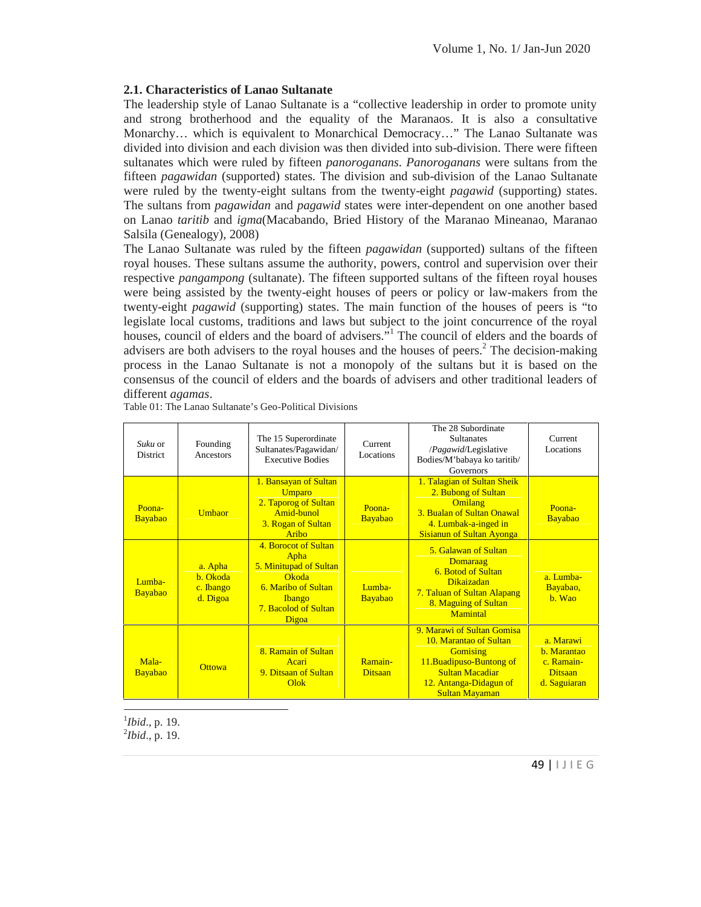### 2.1. Characteristics of Lanao Sultanate

The leadership style of Lanao Sultanate is a "collective leadership in order to promote unity and strong brotherhood and the equality of the Maranaos. It is also a consultative Monarchy… which is equivalent to Monarchical Democracy…" The Lanao Sultanate was divided into division and each division was then divided into sub-division. There were fifteen sultanates which were ruled by fifteen *panoroganans*. *Panoroganans* were sultans from the fifteen *pagawidan* (supported) states. The division and sub-division of the Lanao Sultanate were ruled by the twenty-eight sultans from the twenty-eight *pagawid* (supporting) states. The sultans from *pagawidan* and *pagawid* states were inter-dependent on one another based on Lanao *taritib* and *igma*(Macabando, Bried History of the Maranao Mineanao, Maranao Salsila (Genealogy), 2008)

The Lanao Sultanate was ruled by the fifteen *pagawidan* (supported) sultans of the fifteen royal houses. These sultans assume the authority, powers, control and supervision over their respective *pangampong* (sultanate). The fifteen supported sultans of the fifteen royal houses were being assisted by the twenty-eight houses of peers or policy or law-makers from the twenty-eight *pagawid* (supporting) states. The main function of the houses of peers is "to legislate local customs, traditions and laws but subject to the joint concurrence of the royal houses, council of elders and the board of advisers."[1] The council of elders and the boards of advisers are both advisers to the royal houses and the houses of peers.[2] The decision-making process in the Lanao Sultanate is not a monopoly of the sultans but it is based on the consensus of the council of elders and the boards of advisers and other traditional leaders of different *agamas*.

Table 01: The Lanao Sultanate's Geo-Political Divisions

| *Suku* or District | Founding Ancestors | The 15 Superordinate Sultanates/Pagawidan/ Executive Bodies | Current Locations | The 28 Subordinate Sultanates /*Pagawid*/Legislative Bodies/M'babaya ko taritib/ Governors | Current Locations |
|---|---|---|---|---|---|
| Poona-Bayabao | Umbaor | 1. Bansayan of Sultan Umparo<br>2. Taporog of Sultan Amid-bunol<br>3. Rogan of Sultan Aribo | Poona-Bayabao | 1. Talagian of Sultan Sheik<br>2. Bubong of Sultan Omilang<br>3. Bualan of Sultan Onawal<br>4. Lumbak-a-inged in Sisianun of Sultan Ayonga | Poona-Bayabao |
| Lumba-Bayabao | a. Apha<br>b. Okoda<br>c. Ibango<br>d. Digoa | 4. Borocot of Sultan Apha<br>5. Minitupad of Sultan Okoda<br>6. Maribo of Sultan Ibango<br>7. Bacolod of Sultan Digoa | Lumba-Bayabao | 5. Galawan of Sultan Domaraag<br>6. Botod of Sultan Dikaizadan<br>7. Taluan of Sultan Alapang<br>8. Maguing of Sultan Mamintal | a. Lumba-Bayabao,<br>b. Wao |
| Mala-Bayabao | Ottowa | 8. Ramain of Sultan Acari<br>9. Ditsaan of Sultan Olok | Ramain-Ditsaan | 9. Marawi of Sultan Gomisa<br>10. Marantao of Sultan Gomising<br>11.Buadipuso-Buntong of Sultan Macadiar<br>12. Antanga-Didagun of Sultan Mayaman | a. Marawi<br>b. Marantao<br>c. Ramain-Ditsaan<br>d. Saguiaran |

[1] *Ibid*., p. 19.
[2] *Ibid*., p. 19.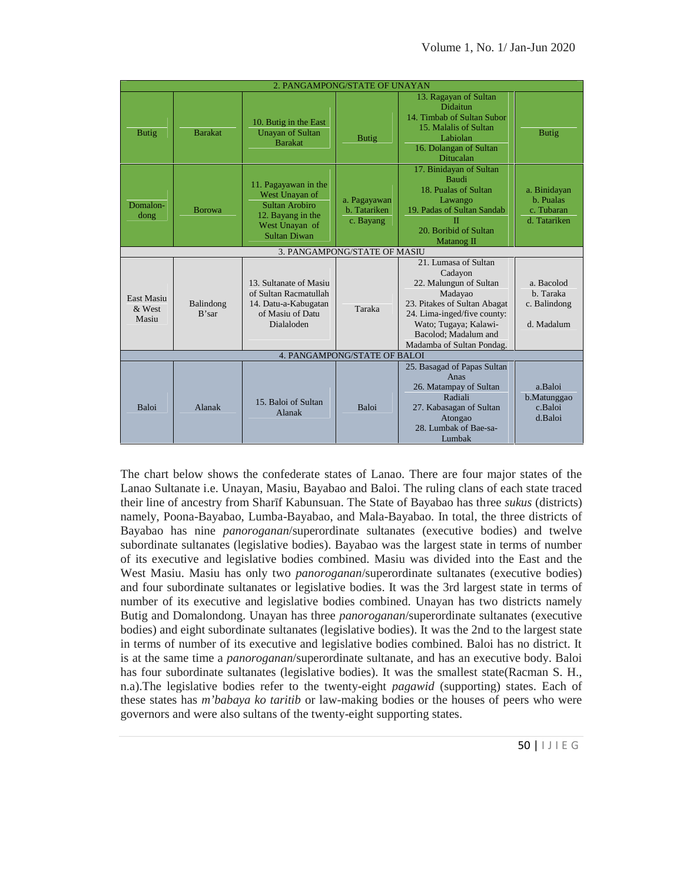| | | | | | |
|---|---|---|---|---|---|
| 2. PANGAMPONG/STATE OF UNAYAN | | | | | |
| Butig | Barakat | 10. Butig in the East Unayan of Sultan Barakat | Butig | 13. Ragayan of Sultan Didaitun<br>14. Timbab of Sultan Subor<br>15. Malalis of Sultan Labiolan<br>16. Dolangan of Sultan Ditucalan | Butig |
| Domalon-dong | Borowa | 11. Pagayawan in the West Unayan of Sultan Arobiro<br>12. Bayang in the West Unayan of Sultan Diwan | a. Pagayawan<br>b. Tatariken<br>c. Bayang | 17. Binidayan of Sultan Baudi<br>18. Pualas of Sultan Lawango<br>19. Padas of Sultan Sandab II<br>20. Boribid of Sultan Matanog II | a. Binidayan<br>b. Pualas<br>c. Tubaran<br>d. Tatariken |
| 3. PANGAMPONG/STATE OF MASIU | | | | | |
| East Masiu & West Masiu | Balindong B'sar | 13. Sultanate of Masiu of Sultan Racmatullah<br>14. Datu-a-Kabugatan of Masiu of Datu Dialaloden | Taraka | 21. Lumasa of Sultan Cadayon<br>22. Malungun of Sultan Madayao<br>23. Pitakes of Sultan Abagat<br>24. Lima-inged/five county: Wato; Tugaya; Kalawi-Bacolod; Madalum and Madamba of Sultan Pondag. | a. Bacolod<br>b. Taraka<br>c. Balindong<br>d. Madalum |
| 4. PANGAMPONG/STATE OF BALOI | | | | | |
| Baloi | Alanak | 15. Baloi of Sultan Alanak | Baloi | 25. Basagad of Papas Sultan Anas<br>26. Matampay of Sultan Radiali<br>27. Kabasagan of Sultan Atongao<br>28. Lumbak of Bae-sa-Lumbak | a.Baloi<br>b.Matunggao<br>c.Baloi<br>d.Baloi |

The chart below shows the confederate states of Lanao. There are four major states of the Lanao Sultanate i.e. Unayan, Masiu, Bayabao and Baloi. The ruling clans of each state traced their line of ancestry from Sharīf Kabunsuan. The State of Bayabao has three *sukus* (districts) namely, Poona-Bayabao, Lumba-Bayabao, and Mala-Bayabao. In total, the three districts of Bayabao has nine *panoroganan*/superordinate sultanates (executive bodies) and twelve subordinate sultanates (legislative bodies). Bayabao was the largest state in terms of number of its executive and legislative bodies combined. Masiu was divided into the East and the West Masiu. Masiu has only two *panoroganan*/superordinate sultanates (executive bodies) and four subordinate sultanates or legislative bodies. It was the 3rd largest state in terms of number of its executive and legislative bodies combined. Unayan has two districts namely Butig and Domalondong. Unayan has three *panoroganan*/superordinate sultanates (executive bodies) and eight subordinate sultanates (legislative bodies). It was the 2nd to the largest state in terms of number of its executive and legislative bodies combined. Baloi has no district. It is at the same time a *panoroganan*/superordinate sultanate, and has an executive body. Baloi has four subordinate sultanates (legislative bodies). It was the smallest state(Racman S. H., n.a).The legislative bodies refer to the twenty-eight *pagawid* (supporting) states. Each of these states has *m'babaya ko taritib* or law-making bodies or the houses of peers who were governors and were also sultans of the twenty-eight supporting states.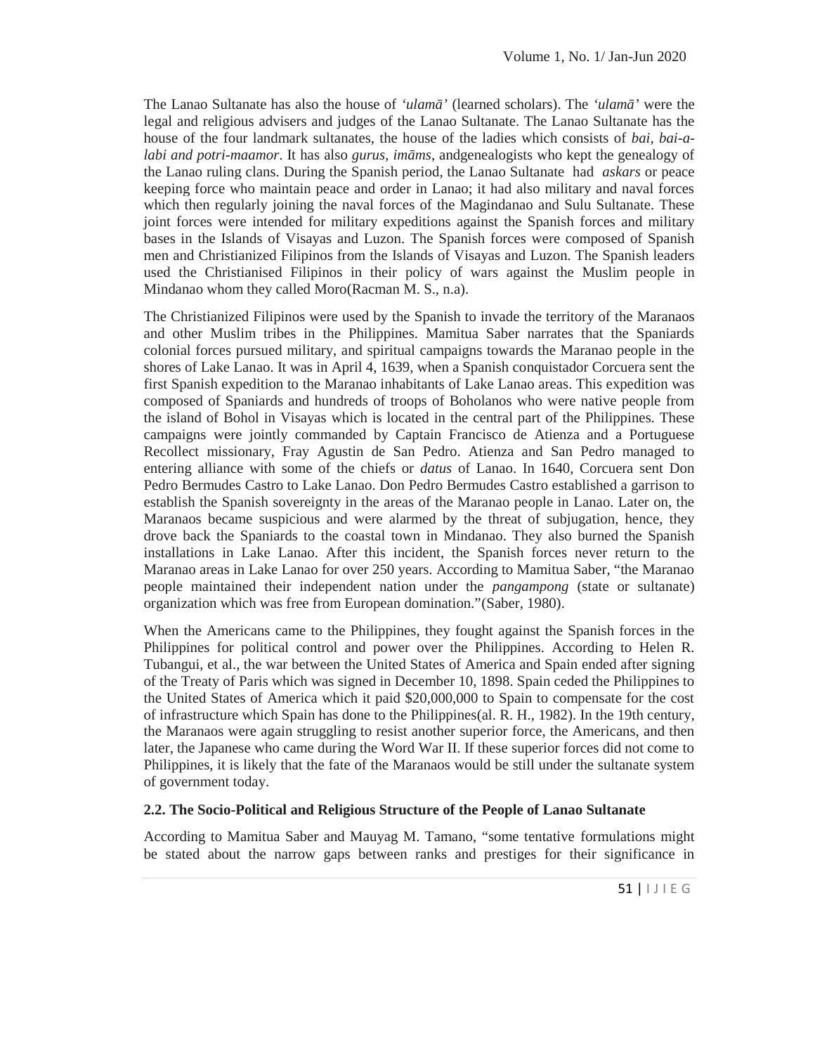The Lanao Sultanate has also the house of *'ulamā'* (learned scholars). The *'ulamā'* were the legal and religious advisers and judges of the Lanao Sultanate. The Lanao Sultanate has the house of the four landmark sultanates, the house of the ladies which consists of *bai, bai-a-labi and potri-maamor*. It has also *gurus, imāms*, andgenealogists who kept the genealogy of the Lanao ruling clans. During the Spanish period, the Lanao Sultanate had *askars* or peace keeping force who maintain peace and order in Lanao; it had also military and naval forces which then regularly joining the naval forces of the Magindanao and Sulu Sultanate. These joint forces were intended for military expeditions against the Spanish forces and military bases in the Islands of Visayas and Luzon. The Spanish forces were composed of Spanish men and Christianized Filipinos from the Islands of Visayas and Luzon. The Spanish leaders used the Christianised Filipinos in their policy of wars against the Muslim people in Mindanao whom they called Moro(Racman M. S., n.a).

The Christianized Filipinos were used by the Spanish to invade the territory of the Maranaos and other Muslim tribes in the Philippines. Mamitua Saber narrates that the Spaniards colonial forces pursued military, and spiritual campaigns towards the Maranao people in the shores of Lake Lanao. It was in April 4, 1639, when a Spanish conquistador Corcuera sent the first Spanish expedition to the Maranao inhabitants of Lake Lanao areas. This expedition was composed of Spaniards and hundreds of troops of Boholanos who were native people from the island of Bohol in Visayas which is located in the central part of the Philippines. These campaigns were jointly commanded by Captain Francisco de Atienza and a Portuguese Recollect missionary, Fray Agustin de San Pedro. Atienza and San Pedro managed to entering alliance with some of the chiefs or *datus* of Lanao. In 1640, Corcuera sent Don Pedro Bermudes Castro to Lake Lanao. Don Pedro Bermudes Castro established a garrison to establish the Spanish sovereignty in the areas of the Maranao people in Lanao. Later on, the Maranaos became suspicious and were alarmed by the threat of subjugation, hence, they drove back the Spaniards to the coastal town in Mindanao. They also burned the Spanish installations in Lake Lanao. After this incident, the Spanish forces never return to the Maranao areas in Lake Lanao for over 250 years. According to Mamitua Saber, "the Maranao people maintained their independent nation under the *pangampong* (state or sultanate) organization which was free from European domination."(Saber, 1980).

When the Americans came to the Philippines, they fought against the Spanish forces in the Philippines for political control and power over the Philippines. According to Helen R. Tubangui, et al., the war between the United States of America and Spain ended after signing of the Treaty of Paris which was signed in December 10, 1898. Spain ceded the Philippines to the United States of America which it paid $20,000,000 to Spain to compensate for the cost of infrastructure which Spain has done to the Philippines(al. R. H., 1982). In the 19th century, the Maranaos were again struggling to resist another superior force, the Americans, and then later, the Japanese who came during the Word War II. If these superior forces did not come to Philippines, it is likely that the fate of the Maranaos would be still under the sultanate system of government today.

### 2.2. The Socio-Political and Religious Structure of the People of Lanao Sultanate

According to Mamitua Saber and Mauyag M. Tamano, "some tentative formulations might be stated about the narrow gaps between ranks and prestiges for their significance in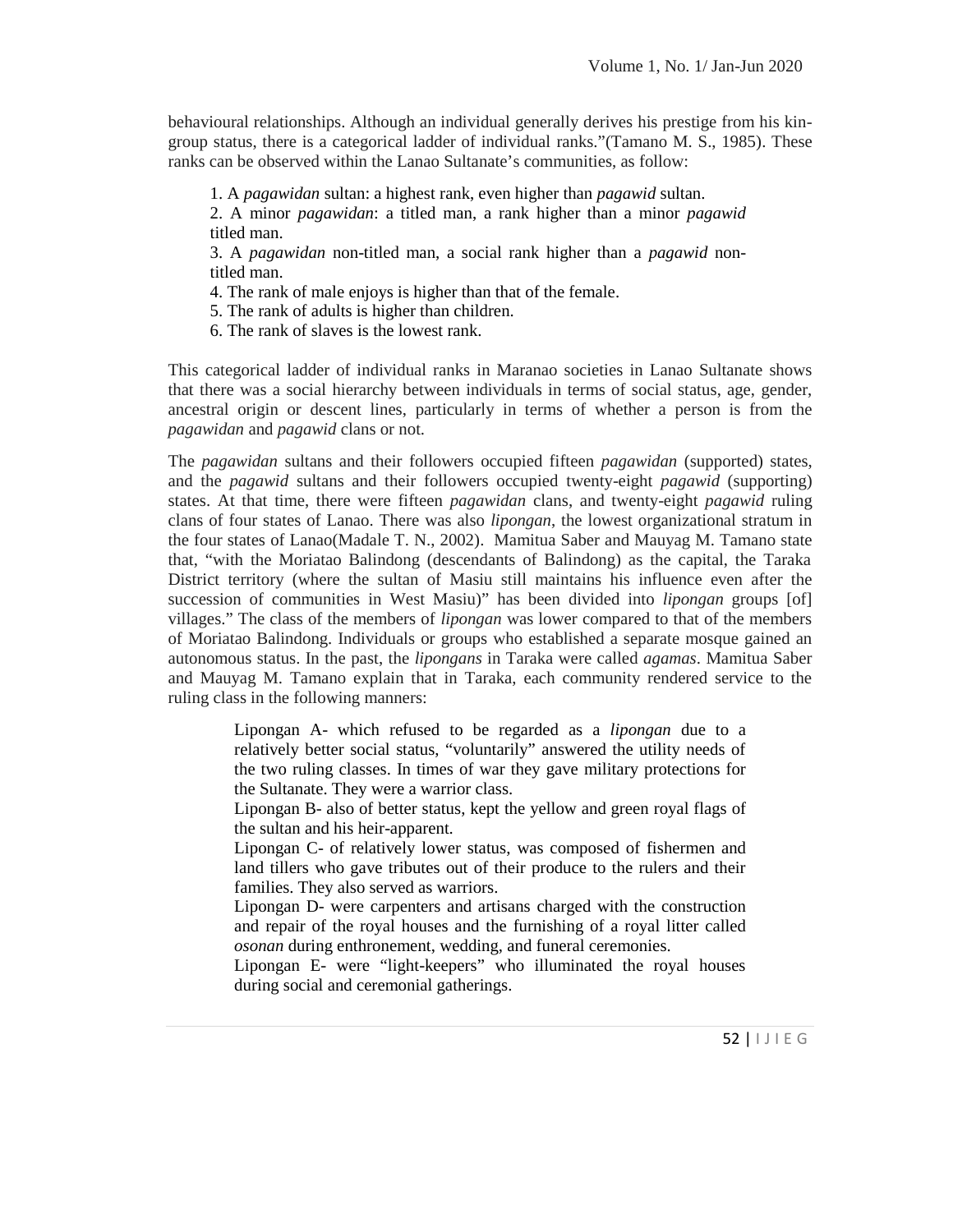behavioural relationships. Although an individual generally derives his prestige from his kin-group status, there is a categorical ladder of individual ranks."(Tamano M. S., 1985). These ranks can be observed within the Lanao Sultanate's communities, as follow:

1. A *pagawidan* sultan: a highest rank, even higher than *pagawid* sultan.
2. A minor *pagawidan*: a titled man, a rank higher than a minor *pagawid* titled man.
3. A *pagawidan* non-titled man, a social rank higher than a *pagawid* non-titled man.
4. The rank of male enjoys is higher than that of the female.
5. The rank of adults is higher than children.
6. The rank of slaves is the lowest rank.

This categorical ladder of individual ranks in Maranao societies in Lanao Sultanate shows that there was a social hierarchy between individuals in terms of social status, age, gender, ancestral origin or descent lines, particularly in terms of whether a person is from the *pagawidan* and *pagawid* clans or not.

The *pagawidan* sultans and their followers occupied fifteen *pagawidan* (supported) states, and the *pagawid* sultans and their followers occupied twenty-eight *pagawid* (supporting) states. At that time, there were fifteen *pagawidan* clans, and twenty-eight *pagawid* ruling clans of four states of Lanao. There was also *lipongan*, the lowest organizational stratum in the four states of Lanao(Madale T. N., 2002). Mamitua Saber and Mauyag M. Tamano state that, "with the Moriatao Balindong (descendants of Balindong) as the capital, the Taraka District territory (where the sultan of Masiu still maintains his influence even after the succession of communities in West Masiu)" has been divided into *lipongan* groups [of] villages." The class of the members of *lipongan* was lower compared to that of the members of Moriatao Balindong. Individuals or groups who established a separate mosque gained an autonomous status. In the past, the *lipongans* in Taraka were called *agamas*. Mamitua Saber and Mauyag M. Tamano explain that in Taraka, each community rendered service to the ruling class in the following manners:

> Lipongan A- which refused to be regarded as a *lipongan* due to a relatively better social status, "voluntarily" answered the utility needs of the two ruling classes. In times of war they gave military protections for the Sultanate. They were a warrior class.
>
> Lipongan B- also of better status, kept the yellow and green royal flags of the sultan and his heir-apparent.
>
> Lipongan C- of relatively lower status, was composed of fishermen and land tillers who gave tributes out of their produce to the rulers and their families. They also served as warriors.
>
> Lipongan D- were carpenters and artisans charged with the construction and repair of the royal houses and the furnishing of a royal litter called *osonan* during enthronement, wedding, and funeral ceremonies.
>
> Lipongan E- were "light-keepers" who illuminated the royal houses during social and ceremonial gatherings.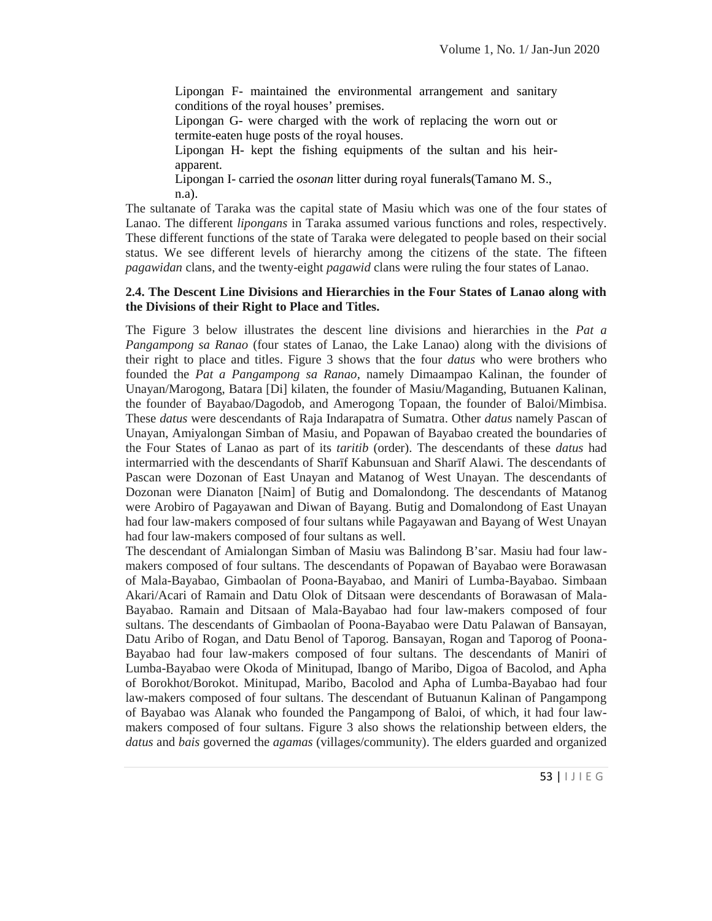Lipongan F- maintained the environmental arrangement and sanitary conditions of the royal houses' premises.

Lipongan G- were charged with the work of replacing the worn out or termite-eaten huge posts of the royal houses.

Lipongan H- kept the fishing equipments of the sultan and his heir-apparent.

Lipongan I- carried the *osonan* litter during royal funerals(Tamano M. S., n.a).

The sultanate of Taraka was the capital state of Masiu which was one of the four states of Lanao. The different *lipongans* in Taraka assumed various functions and roles, respectively. These different functions of the state of Taraka were delegated to people based on their social status. We see different levels of hierarchy among the citizens of the state. The fifteen *pagawidan* clans, and the twenty-eight *pagawid* clans were ruling the four states of Lanao.

### 2.4. The Descent Line Divisions and Hierarchies in the Four States of Lanao along with the Divisions of their Right to Place and Titles.

The Figure 3 below illustrates the descent line divisions and hierarchies in the *Pat a Pangampong sa Ranao* (four states of Lanao, the Lake Lanao) along with the divisions of their right to place and titles. Figure 3 shows that the four *datus* who were brothers who founded the *Pat a Pangampong sa Ranao*, namely Dimaampao Kalinan, the founder of Unayan/Marogong, Batara [Di] kilaten, the founder of Masiu/Maganding, Butuanen Kalinan, the founder of Bayabao/Dagodob, and Amerogong Topaan, the founder of Baloi/Mimbisa. These *datus* were descendants of Raja Indarapatra of Sumatra. Other *datus* namely Pascan of Unayan, Amiyalongan Simban of Masiu, and Popawan of Bayabao created the boundaries of the Four States of Lanao as part of its *taritib* (order). The descendants of these *datus* had intermarried with the descendants of Sharīf Kabunsuan and Sharīf Alawi. The descendants of Pascan were Dozonan of East Unayan and Matanog of West Unayan. The descendants of Dozonan were Dianaton [Naim] of Butig and Domalondong. The descendants of Matanog were Arobiro of Pagayawan and Diwan of Bayang. Butig and Domalondong of East Unayan had four law-makers composed of four sultans while Pagayawan and Bayang of West Unayan had four law-makers composed of four sultans as well.

The descendant of Amialongan Simban of Masiu was Balindong B'sar. Masiu had four law-makers composed of four sultans. The descendants of Popawan of Bayabao were Borawasan of Mala-Bayabao, Gimbaolan of Poona-Bayabao, and Maniri of Lumba-Bayabao. Simbaan Akari/Acari of Ramain and Datu Olok of Ditsaan were descendants of Borawasan of Mala-Bayabao. Ramain and Ditsaan of Mala-Bayabao had four law-makers composed of four sultans. The descendants of Gimbaolan of Poona-Bayabao were Datu Palawan of Bansayan, Datu Aribo of Rogan, and Datu Benol of Taporog. Bansayan, Rogan and Taporog of Poona-Bayabao had four law-makers composed of four sultans. The descendants of Maniri of Lumba-Bayabao were Okoda of Minitupad, Ibango of Maribo, Digoa of Bacolod, and Apha of Borokhot/Borokot. Minitupad, Maribo, Bacolod and Apha of Lumba-Bayabao had four law-makers composed of four sultans. The descendant of Butuanun Kalinan of Pangampong of Bayabao was Alanak who founded the Pangampong of Baloi, of which, it had four law-makers composed of four sultans. Figure 3 also shows the relationship between elders, the *datus* and *bais* governed the *agamas* (villages/community). The elders guarded and organized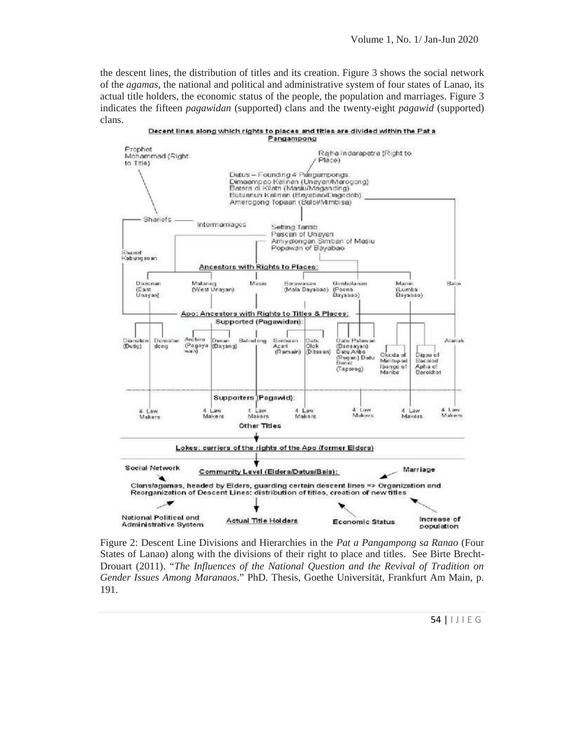the descent lines, the distribution of titles and its creation. Figure 3 shows the social network of the *agamas*, the national and political and administrative system of four states of Lanao, its actual title holders, the economic status of the people, the population and marriages. Figure 3 indicates the fifteen *pagawidan* (supported) clans and the twenty-eight *pagawid* (supported) clans.

Decent lines along which rights to places and titles are divided within the Pat a Pangampong

Prophet Mohammad (Right to Title)

Rajha Indarapatra (Right to Place)

Datus – Founding 4 Pangampongs:
Dimaampao Kalinan (Unayan/Marogong)
Batara di Kilatn (Masiu/Maganding)
Butuanun Kalinan (Bayabao/Dagodob)
Amerogong Topaan (Baloi/Mimbisa)

Sharifs — Intermarriages

Setting Taritib:
Pascan of Unayan
Amiyelongan Simban of Masiu
Popawan of Bayabao

Sharief Kabungsoan

Ancestors with Rights to Places:

Domnan (East Unayan) | Malanog (West Unayan) | Masiu | Borawasan (Mola Bayabao) | Gimbolanan (Poona Bayabao) | Manui (Lumba Bayabao) | Baloi

Apo: Ancestors with Rights to Titles & Places:
Supported (Pagawidan):

Dianston (Dutig) | Domalon dong | Anbiro (Pagaya wan) | Dawan (Dayang) | Balindong | Simbaan Acari (Ramain) | Datu Olok (Ditsaan) | Datu Palawan (Bansayan) Datu Aribo (Rogan) Datu Benol (Taporog) | Okoda of Mindupad Ibango of Maribo | Digoa of Bacolod Apha of Borokhot | Alanak

Supporters (Pagawid):

4 Law Makers | 4 Law Makers | 4 Law Makers | 4 Law Makers | 4 Law Makers | 4 Law Makers | 4 Law Makers

Other Titles

Lokes: carriers of the rights of the Apo (former Elders)

Social Network — Community Level (Elders/Datus/Bais): — Marriage

Clans/agamas, headed by Elders, guarding certain descent lines => Organization and Reorganization of Descent Lines: distribution of titles, creation of new titles

National Political and Administrative System | Actual Title Holders | Economic Status | Increase of population

Figure 2: Descent Line Divisions and Hierarchies in the *Pat a Pangampong sa Ranao* (Four States of Lanao) along with the divisions of their right to place and titles. See Birte Brecht-Drouart (2011). "*The Influences of the National Question and the Revival of Tradition on Gender Issues Among Maranaos*." PhD. Thesis, Goethe Universität, Frankfurt Am Main, p. 191.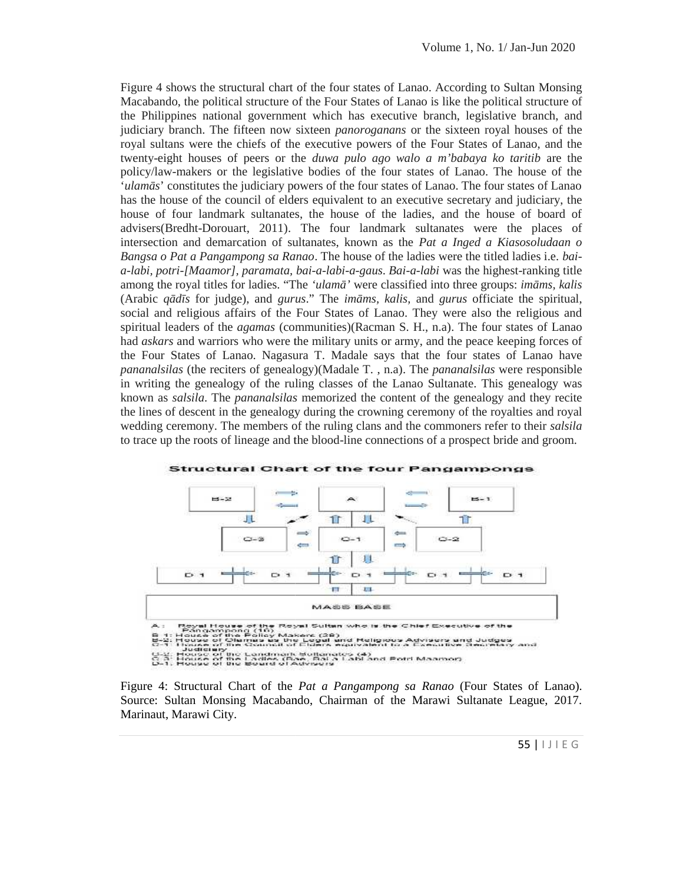Figure 4 shows the structural chart of the four states of Lanao. According to Sultan Monsing Macabando, the political structure of the Four States of Lanao is like the political structure of the Philippines national government which has executive branch, legislative branch, and judiciary branch. The fifteen now sixteen *panoroganans* or the sixteen royal houses of the royal sultans were the chiefs of the executive powers of the Four States of Lanao, and the twenty-eight houses of peers or the *duwa pulo ago walo a m'babaya ko taritib* are the policy/law-makers or the legislative bodies of the four states of Lanao. The house of the '*ulamās*' constitutes the judiciary powers of the four states of Lanao. The four states of Lanao has the house of the council of elders equivalent to an executive secretary and judiciary, the house of four landmark sultanates, the house of the ladies, and the house of board of advisers(Bredht-Dorouart, 2011). The four landmark sultanates were the places of intersection and demarcation of sultanates, known as the *Pat a Inged a Kiasosoludaan o Bangsa o Pat a Pangampong sa Ranao*. The house of the ladies were the titled ladies i.e. *bai-a-labi, potri-[Maamor], paramata, bai-a-labi-a-gaus*. *Bai-a-labi* was the highest-ranking title among the royal titles for ladies. "The *'ulamā'* were classified into three groups: *imāms, kalis* (Arabic *qādīs* for judge), and *gurus*." The *imāms, kalis,* and *gurus* officiate the spiritual, social and religious affairs of the Four States of Lanao. They were also the religious and spiritual leaders of the *agamas* (communities)(Racman S. H., n.a). The four states of Lanao had *askars* and warriors who were the military units or army, and the peace keeping forces of the Four States of Lanao. Nagasura T. Madale says that the four states of Lanao have *pananalsilas* (the reciters of genealogy)(Madale T. , n.a). The *pananalsilas* were responsible in writing the genealogy of the ruling classes of the Lanao Sultanate. This genealogy was known as *salsila*. The *pananalsilas* memorized the content of the genealogy and they recite the lines of descent in the genealogy during the crowning ceremony of the royalties and royal wedding ceremony. The members of the ruling clans and the commoners refer to their *salsila* to trace up the roots of lineage and the blood-line connections of a prospect bride and groom.

**Structural Chart of the four Pangampongs**

A: Royal House of the Royal Sultan who is the Chief Executive of the Pangampong (16)
B-1: House of the Policy Makers (28)
B-2: House of Olamas as the Legal and Religious Advisers and Judges
C-1: House of the Council of Elders equivalent to a Executive Secretary and Judiciary
C-2: House of the Landmark Sultanates (4)
C-3: House of the Ladies (Bae, Bai a Labi and Potri Maamor)
D-1: House of the Board of Advisers

Figure 4: Structural Chart of the *Pat a Pangampong sa Ranao* (Four States of Lanao). Source: Sultan Monsing Macabando, Chairman of the Marawi Sultanate League, 2017. Marinaut, Marawi City.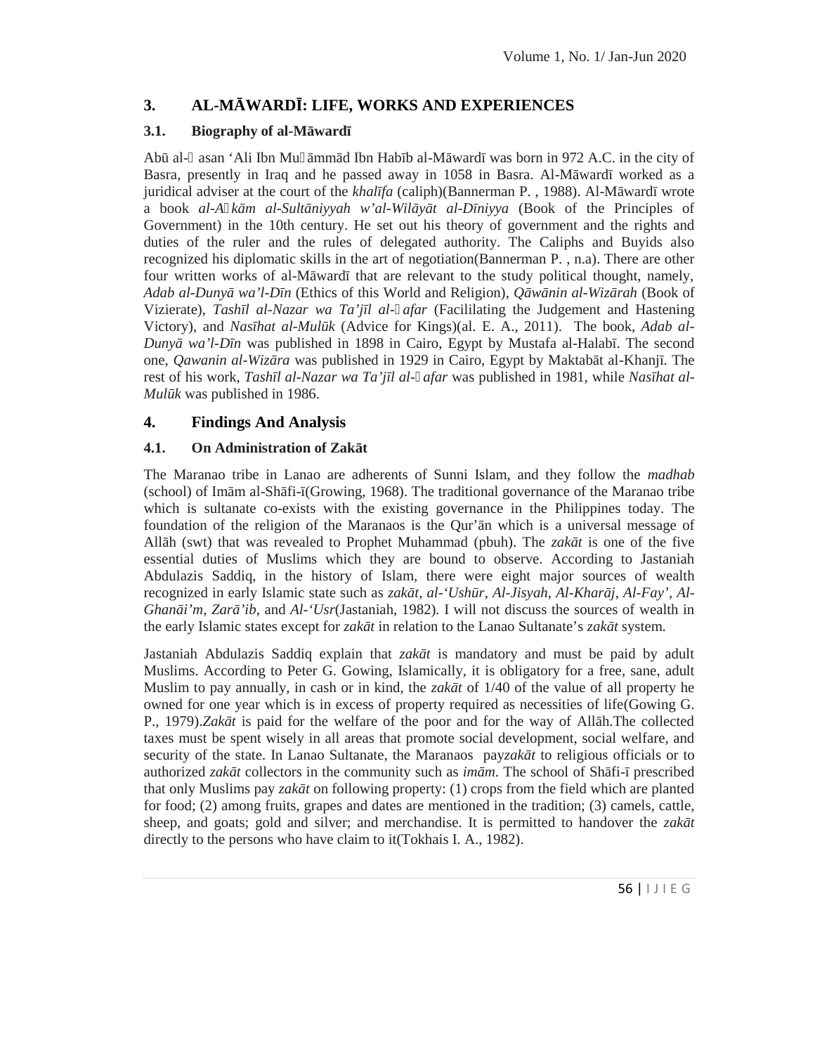## 3. AL-MĀWARDĪ: LIFE, WORKS AND EXPERIENCES

### 3.1. Biography of al-Māwardī

Abū al-asan ʻAli Ibn Muāmmād Ibn Habīb al-Māwardī was born in 972 A.C. in the city of Basra, presently in Iraq and he passed away in 1058 in Basra. Al-Māwardī worked as a juridical adviser at the court of the *khalīfa* (caliph)(Bannerman P. , 1988). Al-Māwardī wrote a book *al-Akām al-Sultāniyyah w'al-Wilāyāt al-Dīniyya* (Book of the Principles of Government) in the 10th century. He set out his theory of government and the rights and duties of the ruler and the rules of delegated authority. The Caliphs and Buyids also recognized his diplomatic skills in the art of negotiation(Bannerman P. , n.a). There are other four written works of al-Māwardī that are relevant to the study political thought, namely, *Adab al-Dunyā wa'l-Dīn* (Ethics of this World and Religion), *Qāwānin al-Wizārah* (Book of Vizierate), *Tashīl al-Nazar wa Ta'jīl al-afar* (Facililating the Judgement and Hastening Victory), and *Nasīhat al-Mulūk* (Advice for Kings)(al. E. A., 2011). The book, *Adab al-Dunyā wa'l-Dīn* was published in 1898 in Cairo, Egypt by Mustafa al-Halabī. The second one, *Qawanin al-Wizāra* was published in 1929 in Cairo, Egypt by Maktabāt al-Khanjī. The rest of his work, *Tashīl al-Nazar wa Ta'jīl al-afar* was published in 1981, while *Nasīhat al-Mulūk* was published in 1986.

## 4. Findings And Analysis

### 4.1. On Administration of Zakāt

The Maranao tribe in Lanao are adherents of Sunni Islam, and they follow the *madhab* (school) of Imām al-Shāfi-ī(Growing, 1968). The traditional governance of the Maranao tribe which is sultanate co-exists with the existing governance in the Philippines today. The foundation of the religion of the Maranaos is the Qur'ān which is a universal message of Allāh (swt) that was revealed to Prophet Muhammad (pbuh). The *zakāt* is one of the five essential duties of Muslims which they are bound to observe. According to Jastaniah Abdulazis Saddiq, in the history of Islam, there were eight major sources of wealth recognized in early Islamic state such as *zakāt*, *al-'Ushūr*, *Al-Jisyah*, *Al-Kharāj*, *Al-Fay'*, *Al-Ghanāi'm*, *Zarā'ib*, and *Al-'Usr*(Jastaniah, 1982). I will not discuss the sources of wealth in the early Islamic states except for *zakāt* in relation to the Lanao Sultanate's *zakāt* system.

Jastaniah Abdulazis Saddiq explain that *zakāt* is mandatory and must be paid by adult Muslims. According to Peter G. Gowing, Islamically, it is obligatory for a free, sane, adult Muslim to pay annually, in cash or in kind, the *zakāt* of 1/40 of the value of all property he owned for one year which is in excess of property required as necessities of life(Gowing G. P., 1979).*Zakāt* is paid for the welfare of the poor and for the way of Allāh.The collected taxes must be spent wisely in all areas that promote social development, social welfare, and security of the state. In Lanao Sultanate, the Maranaos pay*zakāt* to religious officials or to authorized *zakāt* collectors in the community such as *imām*. The school of Shāfi-ī prescribed that only Muslims pay *zakāt* on following property: (1) crops from the field which are planted for food; (2) among fruits, grapes and dates are mentioned in the tradition; (3) camels, cattle, sheep, and goats; gold and silver; and merchandise. It is permitted to handover the *zakāt* directly to the persons who have claim to it(Tokhais I. A., 1982).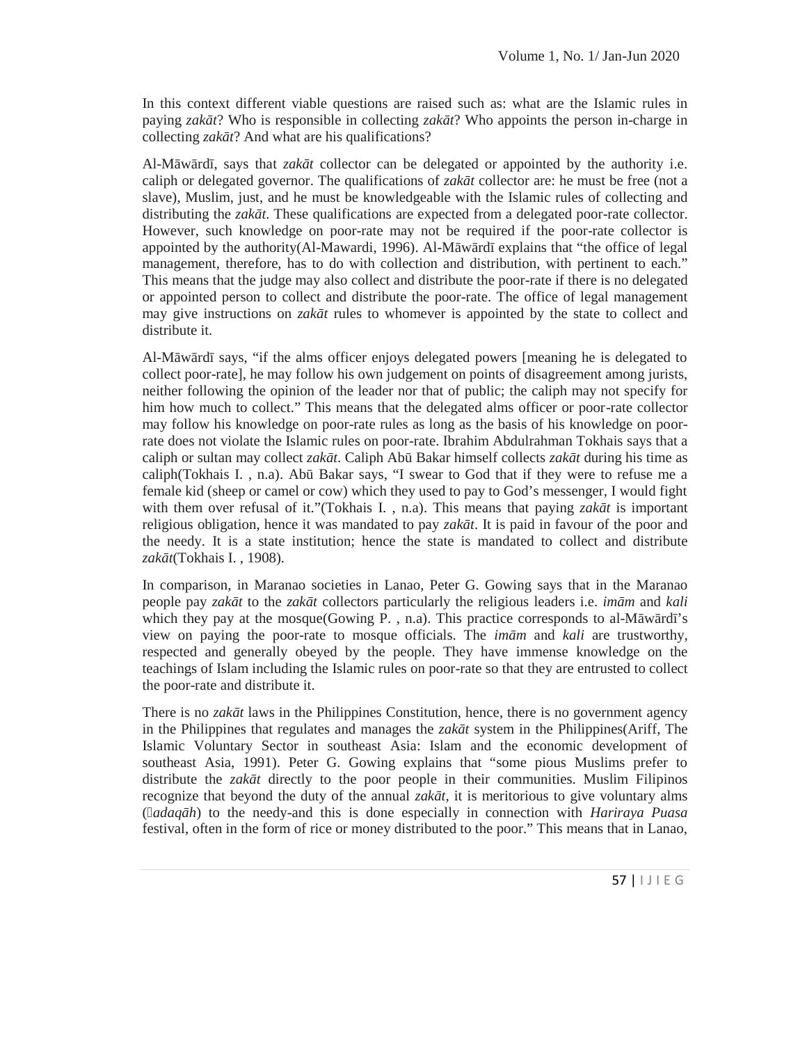In this context different viable questions are raised such as: what are the Islamic rules in paying *zakāt*? Who is responsible in collecting *zakāt*? Who appoints the person in-charge in collecting *zakāt*? And what are his qualifications?

Al-Māwārdī, says that *zakāt* collector can be delegated or appointed by the authority i.e. caliph or delegated governor. The qualifications of *zakāt* collector are: he must be free (not a slave), Muslim, just, and he must be knowledgeable with the Islamic rules of collecting and distributing the *zakāt*. These qualifications are expected from a delegated poor-rate collector. However, such knowledge on poor-rate may not be required if the poor-rate collector is appointed by the authority(Al-Mawardi, 1996). Al-Māwārdī explains that "the office of legal management, therefore, has to do with collection and distribution, with pertinent to each." This means that the judge may also collect and distribute the poor-rate if there is no delegated or appointed person to collect and distribute the poor-rate. The office of legal management may give instructions on *zakāt* rules to whomever is appointed by the state to collect and distribute it.

Al-Māwārdī says, "if the alms officer enjoys delegated powers [meaning he is delegated to collect poor-rate], he may follow his own judgement on points of disagreement among jurists, neither following the opinion of the leader nor that of public; the caliph may not specify for him how much to collect." This means that the delegated alms officer or poor-rate collector may follow his knowledge on poor-rate rules as long as the basis of his knowledge on poor-rate does not violate the Islamic rules on poor-rate. Ibrahim Abdulrahman Tokhais says that a caliph or sultan may collect *zakāt*. Caliph Abū Bakar himself collects *zakāt* during his time as caliph(Tokhais I. , n.a). Abū Bakar says, "I swear to God that if they were to refuse me a female kid (sheep or camel or cow) which they used to pay to God's messenger, I would fight with them over refusal of it."(Tokhais I. , n.a). This means that paying *zakāt* is important religious obligation, hence it was mandated to pay *zakāt*. It is paid in favour of the poor and the needy. It is a state institution; hence the state is mandated to collect and distribute *zakāt*(Tokhais I. , 1908).

In comparison, in Maranao societies in Lanao, Peter G. Gowing says that in the Maranao people pay *zakāt* to the *zakāt* collectors particularly the religious leaders i.e. *imām* and *kali* which they pay at the mosque(Gowing P. , n.a). This practice corresponds to al-Māwārdī's view on paying the poor-rate to mosque officials. The *imām* and *kali* are trustworthy, respected and generally obeyed by the people. They have immense knowledge on the teachings of Islam including the Islamic rules on poor-rate so that they are entrusted to collect the poor-rate and distribute it.

There is no *zakāt* laws in the Philippines Constitution, hence, there is no government agency in the Philippines that regulates and manages the *zakāt* system in the Philippines(Ariff, The Islamic Voluntary Sector in southeast Asia: Islam and the economic development of southeast Asia, 1991). Peter G. Gowing explains that "some pious Muslims prefer to distribute the *zakāt* directly to the poor people in their communities. Muslim Filipinos recognize that beyond the duty of the annual *zakāt*, it is meritorious to give voluntary alms (*ṣadaqāh*) to the needy-and this is done especially in connection with *Hariraya Puasa* festival, often in the form of rice or money distributed to the poor." This means that in Lanao,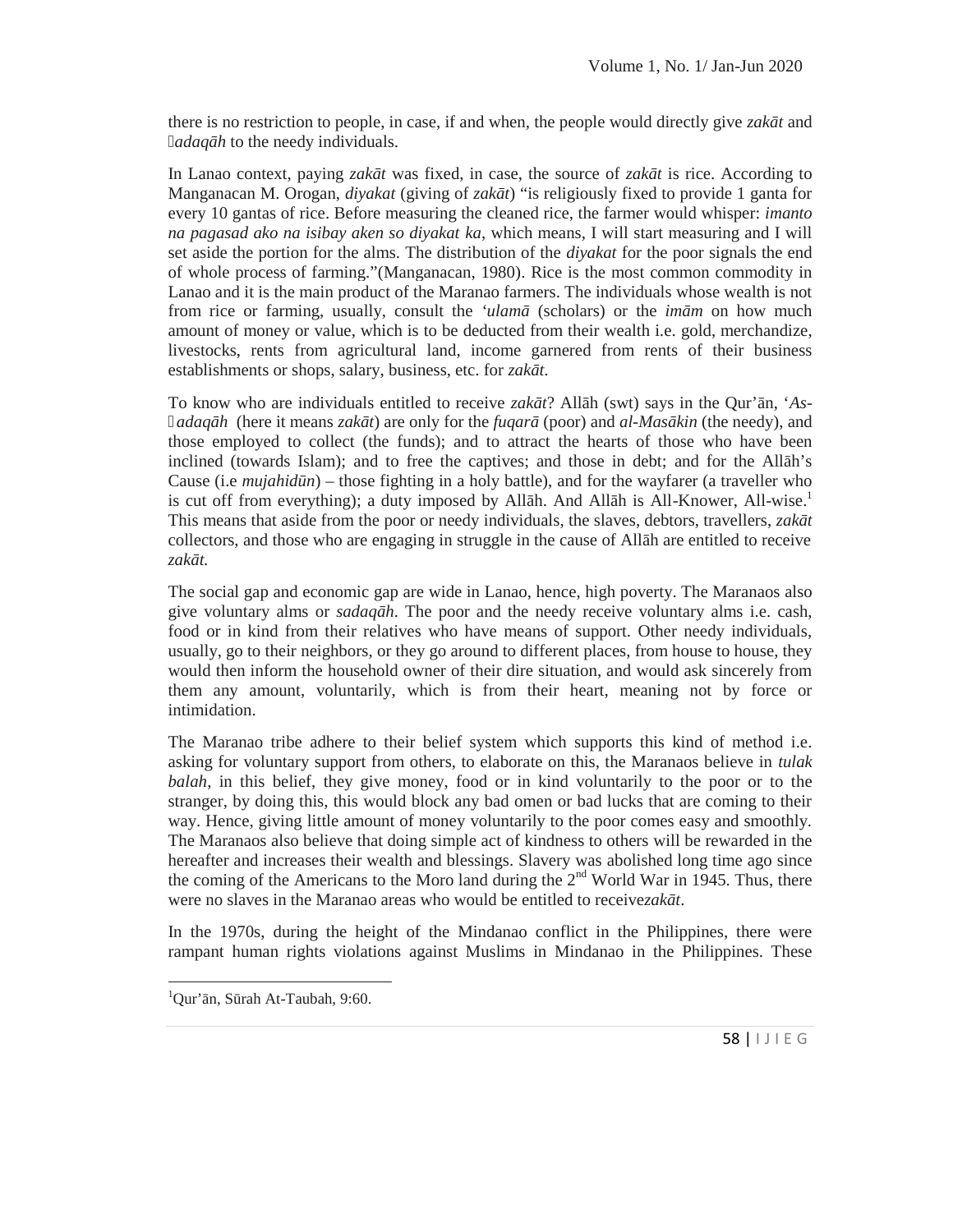there is no restriction to people, in case, if and when, the people would directly give *zakāt* and *ṣadaqāh* to the needy individuals.

In Lanao context, paying *zakāt* was fixed, in case, the source of *zakāt* is rice. According to Manganacan M. Orogan, *diyakat* (giving of *zakāt*) "is religiously fixed to provide 1 ganta for every 10 gantas of rice. Before measuring the cleaned rice, the farmer would whisper: *imanto na pagasad ako na isibay aken so diyakat ka*, which means, I will start measuring and I will set aside the portion for the alms. The distribution of the *diyakat* for the poor signals the end of whole process of farming."(Manganacan, 1980). Rice is the most common commodity in Lanao and it is the main product of the Maranao farmers. The individuals whose wealth is not from rice or farming, usually, consult the *'ulamā* (scholars) or the *imām* on how much amount of money or value, which is to be deducted from their wealth i.e. gold, merchandize, livestocks, rents from agricultural land, income garnered from rents of their business establishments or shops, salary, business, etc. for *zakāt*.

To know who are individuals entitled to receive *zakāt*? Allāh (swt) says in the Qur'ān, '*As-ṣadaqāh* (here it means *zakāt*) are only for the *fuqarā* (poor) and *al-Masākin* (the needy), and those employed to collect (the funds); and to attract the hearts of those who have been inclined (towards Islam); and to free the captives; and those in debt; and for the Allāh's Cause (i.e *mujahidūn*) – those fighting in a holy battle), and for the wayfarer (a traveller who is cut off from everything); a duty imposed by Allāh. And Allāh is All-Knower, All-wise.[1] This means that aside from the poor or needy individuals, the slaves, debtors, travellers, *zakāt* collectors, and those who are engaging in struggle in the cause of Allāh are entitled to receive *zakāt.*

The social gap and economic gap are wide in Lanao, hence, high poverty. The Maranaos also give voluntary alms or *sadaqāh*. The poor and the needy receive voluntary alms i.e. cash, food or in kind from their relatives who have means of support. Other needy individuals, usually, go to their neighbors, or they go around to different places, from house to house, they would then inform the household owner of their dire situation, and would ask sincerely from them any amount, voluntarily, which is from their heart, meaning not by force or intimidation.

The Maranao tribe adhere to their belief system which supports this kind of method i.e. asking for voluntary support from others, to elaborate on this, the Maranaos believe in *tulak balah*, in this belief, they give money, food or in kind voluntarily to the poor or to the stranger, by doing this, this would block any bad omen or bad lucks that are coming to their way. Hence, giving little amount of money voluntarily to the poor comes easy and smoothly. The Maranaos also believe that doing simple act of kindness to others will be rewarded in the hereafter and increases their wealth and blessings. Slavery was abolished long time ago since the coming of the Americans to the Moro land during the 2nd World War in 1945. Thus, there were no slaves in the Maranao areas who would be entitled to receive*zakāt*.

In the 1970s, during the height of the Mindanao conflict in the Philippines, there were rampant human rights violations against Muslims in Mindanao in the Philippines. These

---

[1] Qur'ān, Sūrah At-Taubah, 9:60.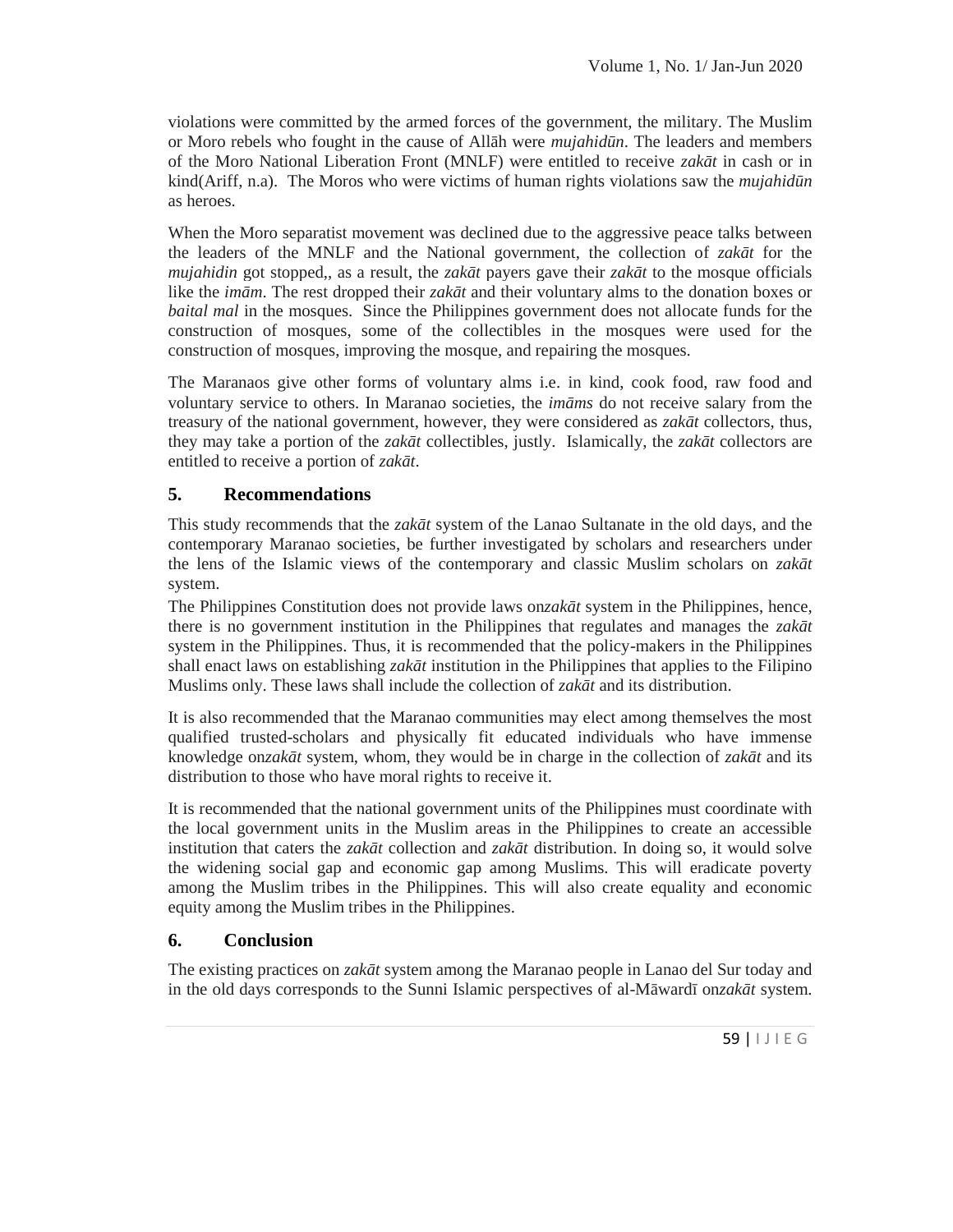violations were committed by the armed forces of the government, the military. The Muslim or Moro rebels who fought in the cause of Allāh were *mujahidūn*. The leaders and members of the Moro National Liberation Front (MNLF) were entitled to receive *zakāt* in cash or in kind(Ariff, n.a). The Moros who were victims of human rights violations saw the *mujahidūn* as heroes.

When the Moro separatist movement was declined due to the aggressive peace talks between the leaders of the MNLF and the National government, the collection of *zakāt* for the *mujahidin* got stopped,, as a result, the *zakāt* payers gave their *zakāt* to the mosque officials like the *imām*. The rest dropped their *zakāt* and their voluntary alms to the donation boxes or *baital mal* in the mosques. Since the Philippines government does not allocate funds for the construction of mosques, some of the collectibles in the mosques were used for the construction of mosques, improving the mosque, and repairing the mosques.

The Maranaos give other forms of voluntary alms i.e. in kind, cook food, raw food and voluntary service to others. In Maranao societies, the *imāms* do not receive salary from the treasury of the national government, however, they were considered as *zakāt* collectors, thus, they may take a portion of the *zakāt* collectibles, justly. Islamically, the *zakāt* collectors are entitled to receive a portion of *zakāt*.

## 5. Recommendations

This study recommends that the *zakāt* system of the Lanao Sultanate in the old days, and the contemporary Maranao societies, be further investigated by scholars and researchers under the lens of the Islamic views of the contemporary and classic Muslim scholars on *zakāt* system.

The Philippines Constitution does not provide laws on*zakāt* system in the Philippines, hence, there is no government institution in the Philippines that regulates and manages the *zakāt* system in the Philippines. Thus, it is recommended that the policy-makers in the Philippines shall enact laws on establishing *zakāt* institution in the Philippines that applies to the Filipino Muslims only. These laws shall include the collection of *zakāt* and its distribution.

It is also recommended that the Maranao communities may elect among themselves the most qualified trusted-scholars and physically fit educated individuals who have immense knowledge on*zakāt* system, whom, they would be in charge in the collection of *zakāt* and its distribution to those who have moral rights to receive it.

It is recommended that the national government units of the Philippines must coordinate with the local government units in the Muslim areas in the Philippines to create an accessible institution that caters the *zakāt* collection and *zakāt* distribution. In doing so, it would solve the widening social gap and economic gap among Muslims. This will eradicate poverty among the Muslim tribes in the Philippines. This will also create equality and economic equity among the Muslim tribes in the Philippines.

## 6. Conclusion

The existing practices on *zakāt* system among the Maranao people in Lanao del Sur today and in the old days corresponds to the Sunni Islamic perspectives of al-Māwardī on*zakāt* system.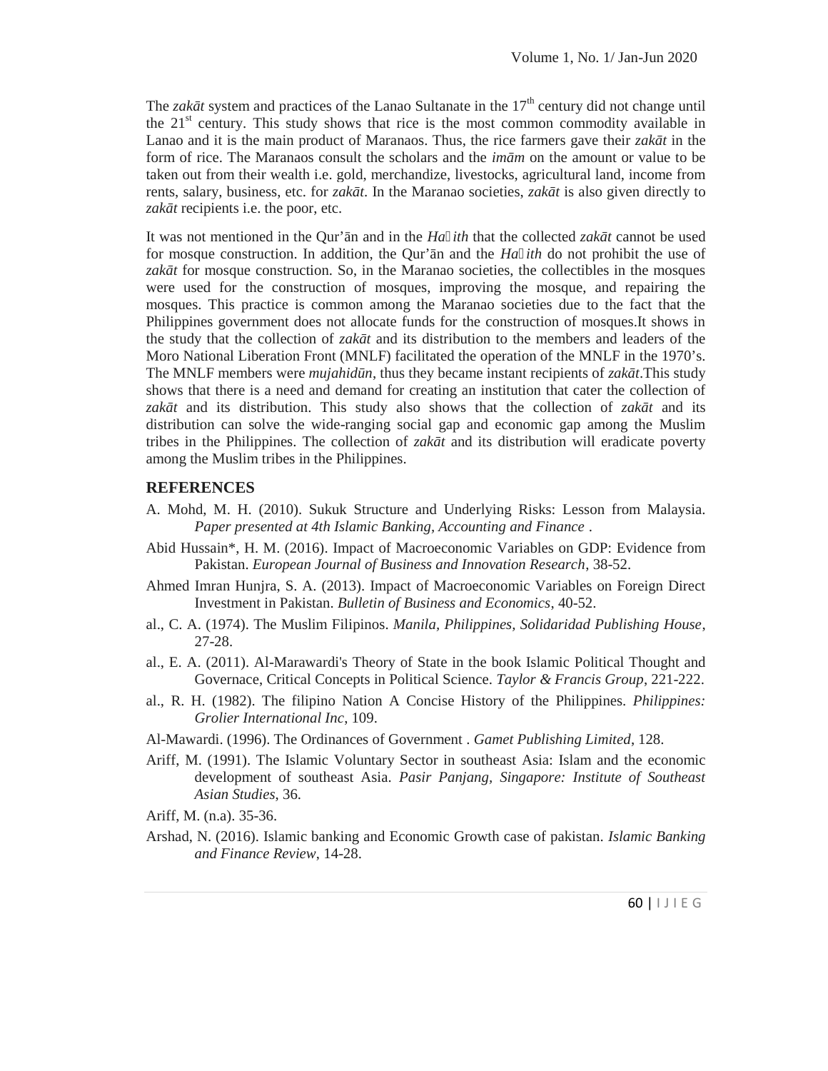The *zakāt* system and practices of the Lanao Sultanate in the 17th century did not change until the 21st century. This study shows that rice is the most common commodity available in Lanao and it is the main product of Maranaos. Thus, the rice farmers gave their *zakāt* in the form of rice. The Maranaos consult the scholars and the *imām* on the amount or value to be taken out from their wealth i.e. gold, merchandize, livestocks, agricultural land, income from rents, salary, business, etc. for *zakāt*. In the Maranao societies, *zakāt* is also given directly to *zakāt* recipients i.e. the poor, etc.

It was not mentioned in the Qur'ān and in the *Ha*ḍ*ith* that the collected *zakāt* cannot be used for mosque construction. In addition, the Qur'ān and the *Ha*ḍ*ith* do not prohibit the use of *zakāt* for mosque construction. So, in the Maranao societies, the collectibles in the mosques were used for the construction of mosques, improving the mosque, and repairing the mosques. This practice is common among the Maranao societies due to the fact that the Philippines government does not allocate funds for the construction of mosques.It shows in the study that the collection of *zakāt* and its distribution to the members and leaders of the Moro National Liberation Front (MNLF) facilitated the operation of the MNLF in the 1970's. The MNLF members were *mujahidūn*, thus they became instant recipients of *zakāt*.This study shows that there is a need and demand for creating an institution that cater the collection of *zakāt* and its distribution. This study also shows that the collection of *zakāt* and its distribution can solve the wide-ranging social gap and economic gap among the Muslim tribes in the Philippines. The collection of *zakāt* and its distribution will eradicate poverty among the Muslim tribes in the Philippines.

## REFERENCES

A. Mohd, M. H. (2010). Sukuk Structure and Underlying Risks: Lesson from Malaysia. *Paper presented at 4th Islamic Banking, Accounting and Finance* .

Abid Hussain*, H. M. (2016). Impact of Macroeconomic Variables on GDP: Evidence from Pakistan. *European Journal of Business and Innovation Research*, 38-52.

Ahmed Imran Hunjra, S. A. (2013). Impact of Macroeconomic Variables on Foreign Direct Investment in Pakistan. *Bulletin of Business and Economics*, 40-52.

al., C. A. (1974). The Muslim Filipinos. *Manila, Philippines, Solidaridad Publishing House*, 27-28.

al., E. A. (2011). Al-Marawardi's Theory of State in the book Islamic Political Thought and Governace, Critical Concepts in Political Science. *Taylor & Francis Group*, 221-222.

al., R. H. (1982). The filipino Nation A Concise History of the Philippines. *Philippines: Grolier International Inc*, 109.

Al-Mawardi. (1996). The Ordinances of Government . *Gamet Publishing Limited*, 128.

Ariff, M. (1991). The Islamic Voluntary Sector in southeast Asia: Islam and the economic development of southeast Asia. *Pasir Panjang, Singapore: Institute of Southeast Asian Studies*, 36.

Ariff, M. (n.a). 35-36.

Arshad, N. (2016). Islamic banking and Economic Growth case of pakistan. *Islamic Banking and Finance Review*, 14-28.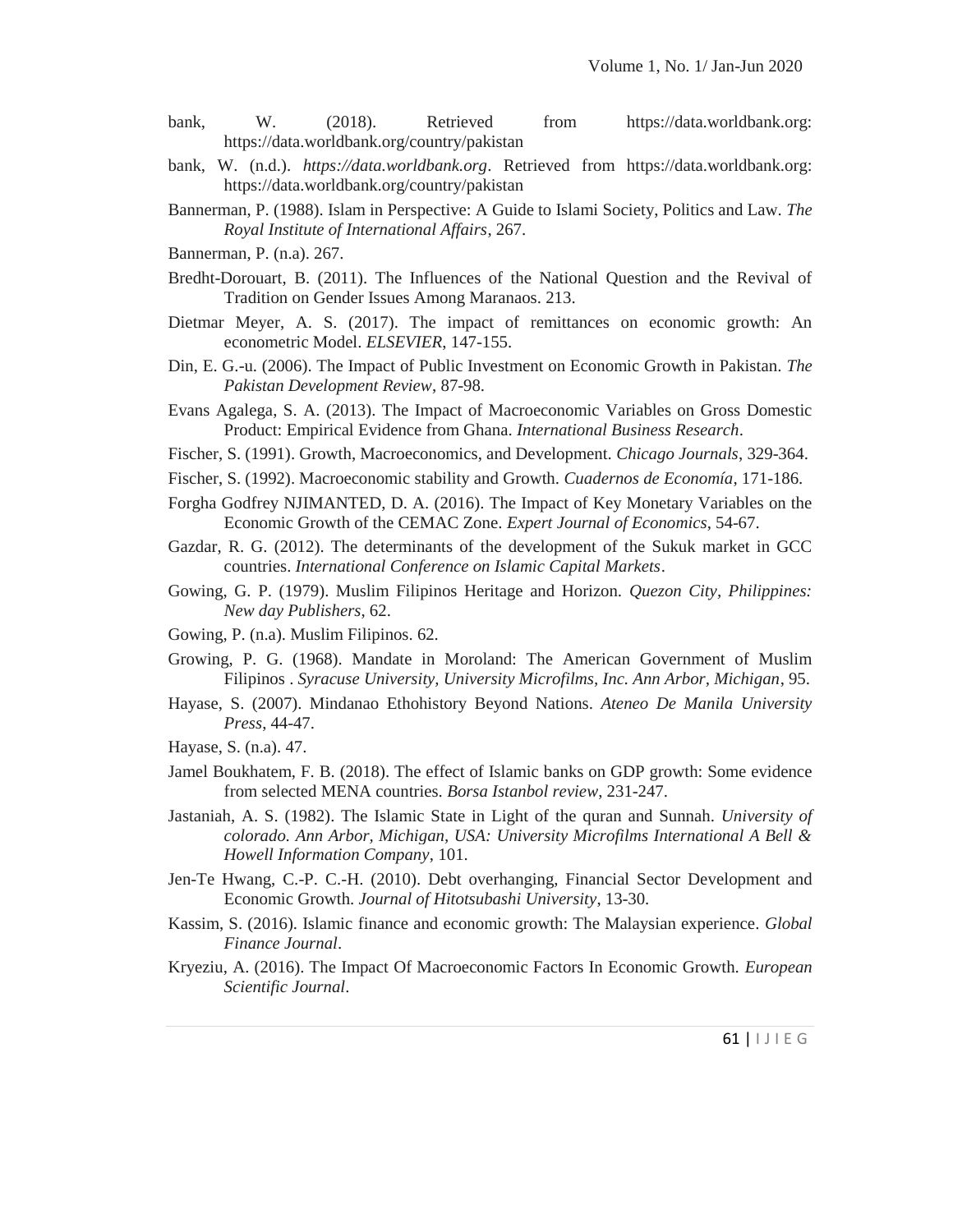bank, W. (2018). Retrieved from https://data.worldbank.org: https://data.worldbank.org/country/pakistan

bank, W. (n.d.). *https://data.worldbank.org*. Retrieved from https://data.worldbank.org: https://data.worldbank.org/country/pakistan

Bannerman, P. (1988). Islam in Perspective: A Guide to Islami Society, Politics and Law. *The Royal Institute of International Affairs*, 267.

Bannerman, P. (n.a). 267.

Bredht-Dorouart, B. (2011). The Influences of the National Question and the Revival of Tradition on Gender Issues Among Maranaos. 213.

Dietmar Meyer, A. S. (2017). The impact of remittances on economic growth: An econometric Model. *ELSEVIER*, 147-155.

Din, E. G.-u. (2006). The Impact of Public Investment on Economic Growth in Pakistan. *The Pakistan Development Review*, 87-98.

Evans Agalega, S. A. (2013). The Impact of Macroeconomic Variables on Gross Domestic Product: Empirical Evidence from Ghana. *International Business Research*.

Fischer, S. (1991). Growth, Macroeconomics, and Development. *Chicago Journals*, 329-364.

Fischer, S. (1992). Macroeconomic stability and Growth. *Cuadernos de Economía*, 171-186.

Forgha Godfrey NJIMANTED, D. A. (2016). The Impact of Key Monetary Variables on the Economic Growth of the CEMAC Zone. *Expert Journal of Economics*, 54-67.

Gazdar, R. G. (2012). The determinants of the development of the Sukuk market in GCC countries. *International Conference on Islamic Capital Markets*.

Gowing, G. P. (1979). Muslim Filipinos Heritage and Horizon. *Quezon City, Philippines: New day Publishers*, 62.

Gowing, P. (n.a). Muslim Filipinos. 62.

Growing, P. G. (1968). Mandate in Moroland: The American Government of Muslim Filipinos . *Syracuse University, University Microfilms, Inc. Ann Arbor, Michigan*, 95.

Hayase, S. (2007). Mindanao Ethohistory Beyond Nations. *Ateneo De Manila University Press*, 44-47.

Hayase, S. (n.a). 47.

Jamel Boukhatem, F. B. (2018). The effect of Islamic banks on GDP growth: Some evidence from selected MENA countries. *Borsa Istanbol review*, 231-247.

Jastaniah, A. S. (1982). The Islamic State in Light of the quran and Sunnah. *University of colorado. Ann Arbor, Michigan, USA: University Microfilms International A Bell & Howell Information Company*, 101.

Jen-Te Hwang, C.-P. C.-H. (2010). Debt overhanging, Financial Sector Development and Economic Growth. *Journal of Hitotsubashi University*, 13-30.

Kassim, S. (2016). Islamic finance and economic growth: The Malaysian experience. *Global Finance Journal*.

Kryeziu, A. (2016). The Impact Of Macroeconomic Factors In Economic Growth. *European Scientific Journal*.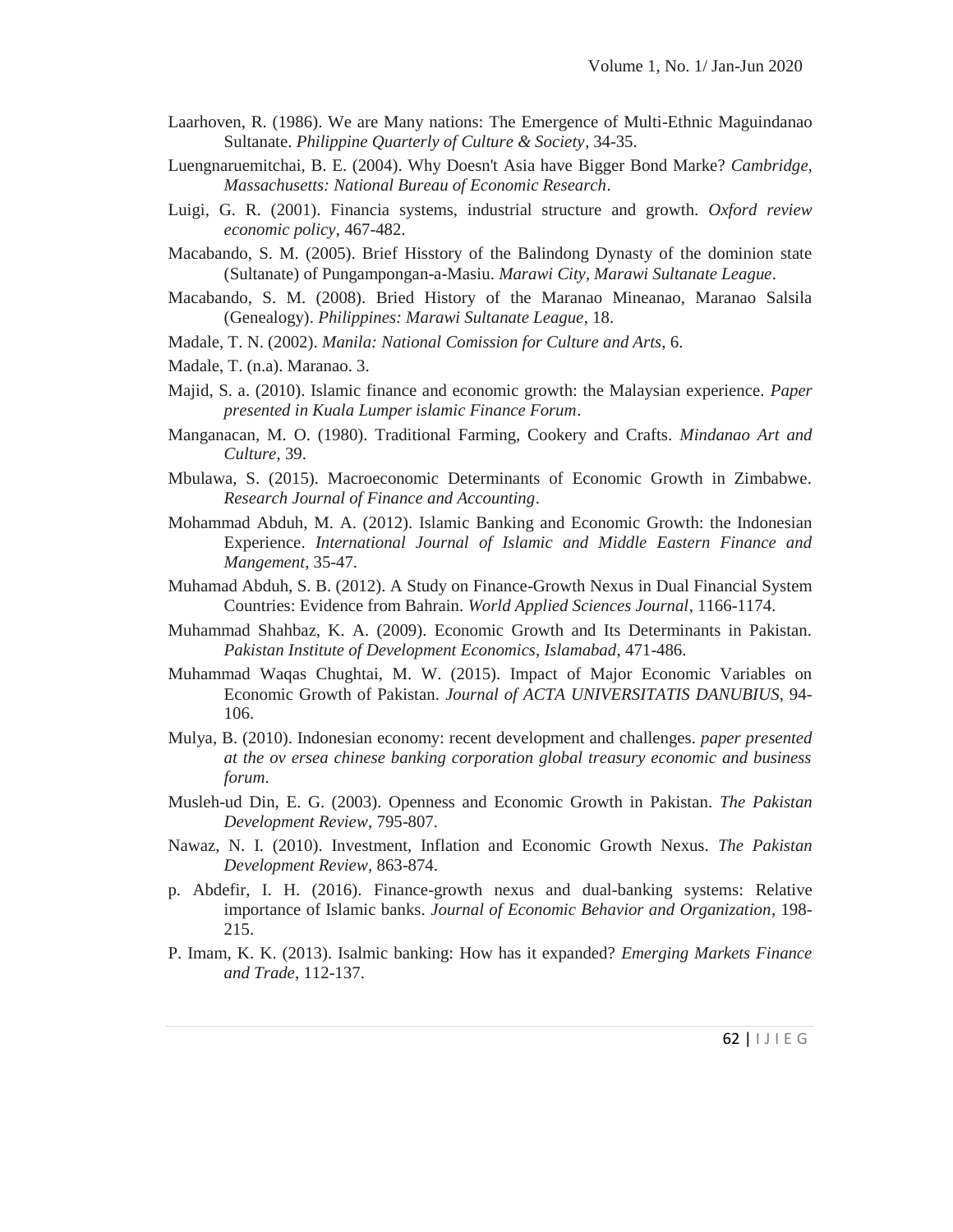Laarhoven, R. (1986). We are Many nations: The Emergence of Multi-Ethnic Maguindanao Sultanate. *Philippine Quarterly of Culture & Society*, 34-35.

Luengnaruemitchai, B. E. (2004). Why Doesn't Asia have Bigger Bond Marke? *Cambridge, Massachusetts: National Bureau of Economic Research*.

Luigi, G. R. (2001). Financia systems, industrial structure and growth. *Oxford review economic policy*, 467-482.

Macabando, S. M. (2005). Brief Hisstory of the Balindong Dynasty of the dominion state (Sultanate) of Pungampongan-a-Masiu. *Marawi City, Marawi Sultanate League*.

Macabando, S. M. (2008). Bried History of the Maranao Mineanao, Maranao Salsila (Genealogy). *Philippines: Marawi Sultanate League*, 18.

Madale, T. N. (2002). *Manila: National Comission for Culture and Arts*, 6.

Madale, T. (n.a). Maranao. 3.

Majid, S. a. (2010). Islamic finance and economic growth: the Malaysian experience. *Paper presented in Kuala Lumper islamic Finance Forum*.

Manganacan, M. O. (1980). Traditional Farming, Cookery and Crafts. *Mindanao Art and Culture*, 39.

Mbulawa, S. (2015). Macroeconomic Determinants of Economic Growth in Zimbabwe. *Research Journal of Finance and Accounting*.

Mohammad Abduh, M. A. (2012). Islamic Banking and Economic Growth: the Indonesian Experience. *International Journal of Islamic and Middle Eastern Finance and Mangement*, 35-47.

Muhamad Abduh, S. B. (2012). A Study on Finance-Growth Nexus in Dual Financial System Countries: Evidence from Bahrain. *World Applied Sciences Journal*, 1166-1174.

Muhammad Shahbaz, K. A. (2009). Economic Growth and Its Determinants in Pakistan. *Pakistan Institute of Development Economics, Islamabad*, 471-486.

Muhammad Waqas Chughtai, M. W. (2015). Impact of Major Economic Variables on Economic Growth of Pakistan. *Journal of ACTA UNIVERSITATIS DANUBIUS*, 94-106.

Mulya, B. (2010). Indonesian economy: recent development and challenges. *paper presented at the ov ersea chinese banking corporation global treasury economic and business forum*.

Musleh-ud Din, E. G. (2003). Openness and Economic Growth in Pakistan. *The Pakistan Development Review*, 795-807.

Nawaz, N. I. (2010). Investment, Inflation and Economic Growth Nexus. *The Pakistan Development Review*, 863-874.

p. Abdefir, I. H. (2016). Finance-growth nexus and dual-banking systems: Relative importance of Islamic banks. *Journal of Economic Behavior and Organization*, 198-215.

P. Imam, K. K. (2013). Isalmic banking: How has it expanded? *Emerging Markets Finance and Trade*, 112-137.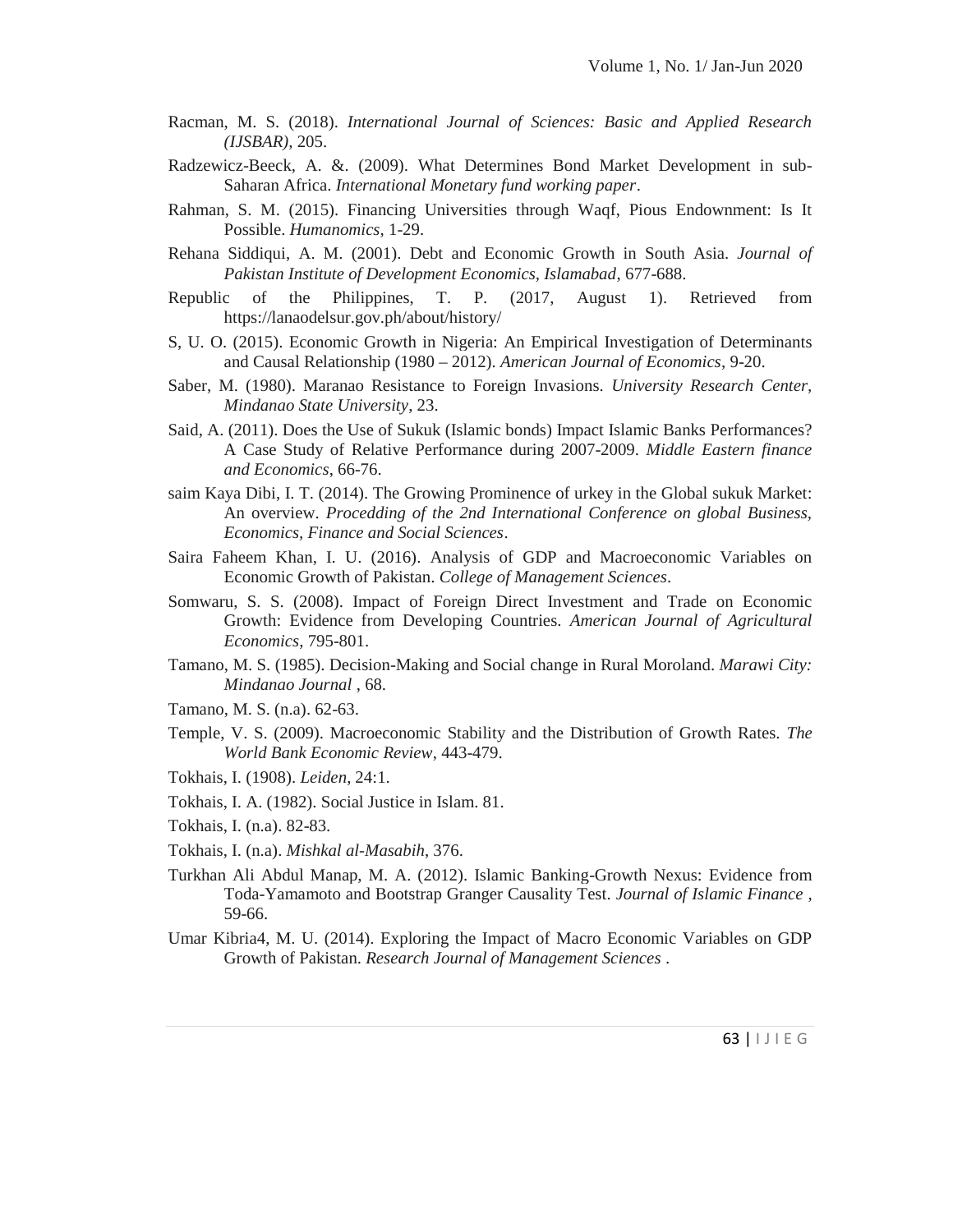Racman, M. S. (2018). *International Journal of Sciences: Basic and Applied Research (IJSBAR)*, 205.

Radzewicz-Beeck, A. &. (2009). What Determines Bond Market Development in sub-Saharan Africa. *International Monetary fund working paper*.

Rahman, S. M. (2015). Financing Universities through Waqf, Pious Endownment: Is It Possible. *Humanomics*, 1-29.

Rehana Siddiqui, A. M. (2001). Debt and Economic Growth in South Asia. *Journal of Pakistan Institute of Development Economics, Islamabad*, 677-688.

Republic of the Philippines, T. P. (2017, August 1). Retrieved from https://lanaodelsur.gov.ph/about/history/

S, U. O. (2015). Economic Growth in Nigeria: An Empirical Investigation of Determinants and Causal Relationship (1980 – 2012). *American Journal of Economics*, 9-20.

Saber, M. (1980). Maranao Resistance to Foreign Invasions. *University Research Center, Mindanao State University*, 23.

Said, A. (2011). Does the Use of Sukuk (Islamic bonds) Impact Islamic Banks Performances? A Case Study of Relative Performance during 2007-2009. *Middle Eastern finance and Economics*, 66-76.

saim Kaya Dibi, I. T. (2014). The Growing Prominence of urkey in the Global sukuk Market: An overview. *Procedding of the 2nd International Conference on global Business, Economics, Finance and Social Sciences*.

Saira Faheem Khan, I. U. (2016). Analysis of GDP and Macroeconomic Variables on Economic Growth of Pakistan. *College of Management Sciences*.

Somwaru, S. S. (2008). Impact of Foreign Direct Investment and Trade on Economic Growth: Evidence from Developing Countries. *American Journal of Agricultural Economics*, 795-801.

Tamano, M. S. (1985). Decision-Making and Social change in Rural Moroland. *Marawi City: Mindanao Journal* , 68.

Tamano, M. S. (n.a). 62-63.

Temple, V. S. (2009). Macroeconomic Stability and the Distribution of Growth Rates. *The World Bank Economic Review*, 443-479.

Tokhais, I. (1908). *Leiden*, 24:1.

Tokhais, I. A. (1982). Social Justice in Islam. 81.

Tokhais, I. (n.a). 82-83.

Tokhais, I. (n.a). *Mishkal al-Masabih*, 376.

Turkhan Ali Abdul Manap, M. A. (2012). Islamic Banking-Growth Nexus: Evidence from Toda-Yamamoto and Bootstrap Granger Causality Test. *Journal of Islamic Finance* , 59-66.

Umar Kibria4, M. U. (2014). Exploring the Impact of Macro Economic Variables on GDP Growth of Pakistan. *Research Journal of Management Sciences* .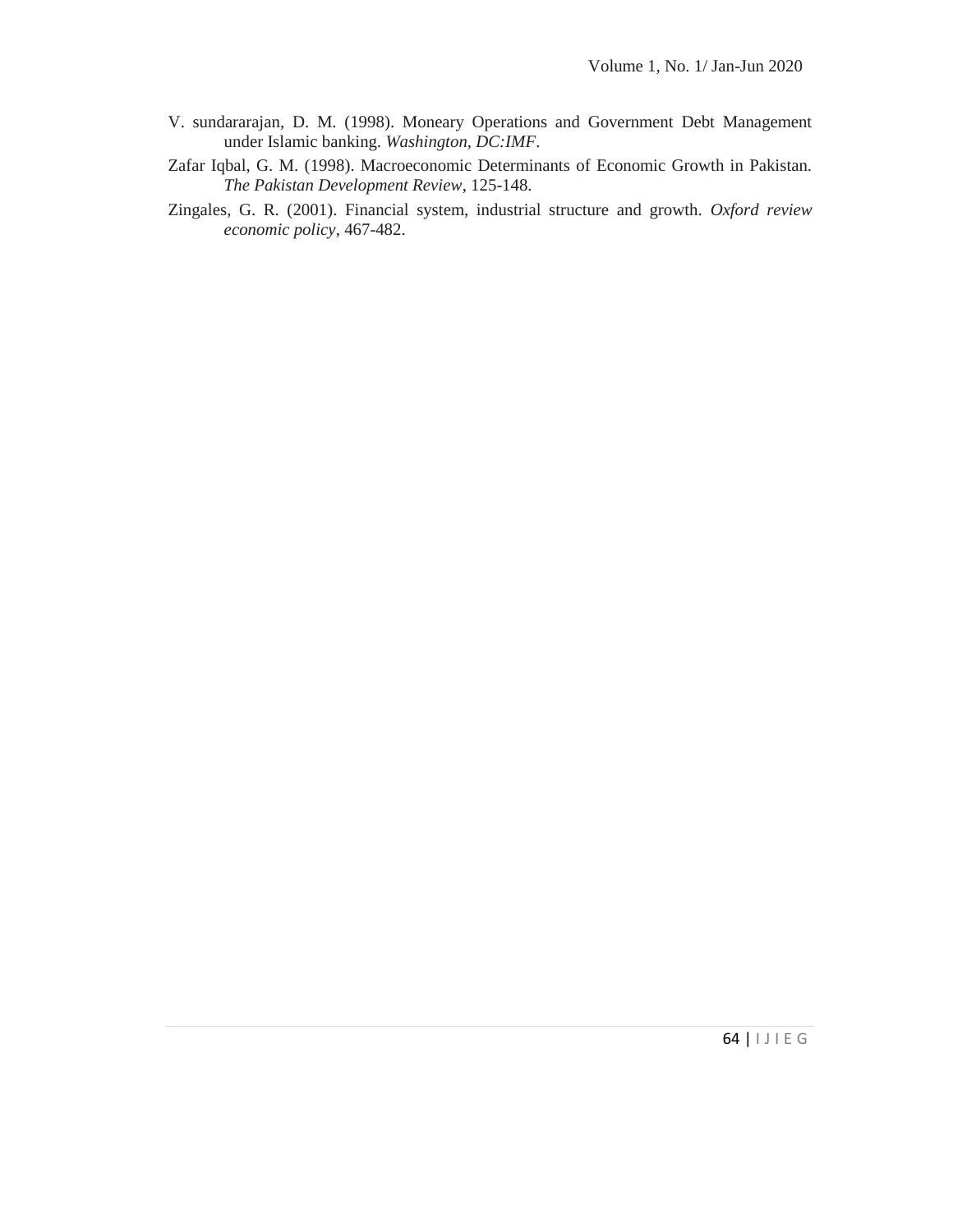V. sundararajan, D. M. (1998). Moneary Operations and Government Debt Management under Islamic banking. *Washington, DC:IMF*.

Zafar Iqbal, G. M. (1998). Macroeconomic Determinants of Economic Growth in Pakistan. *The Pakistan Development Review*, 125-148.

Zingales, G. R. (2001). Financial system, industrial structure and growth. *Oxford review economic policy*, 467-482.